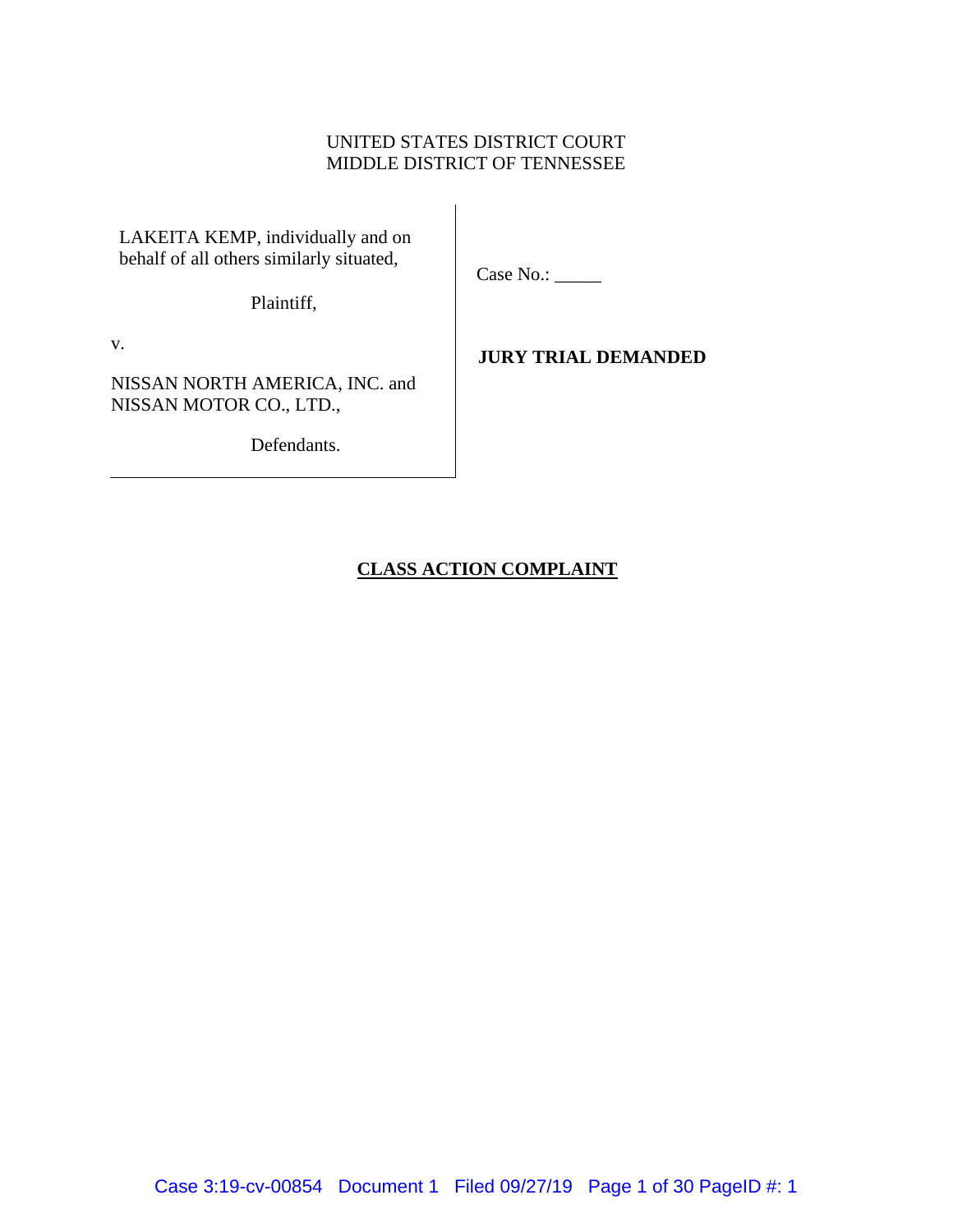UNITED STATES DISTRICT COURT
MIDDLE DISTRICT OF TENNESSEE

LAKEITA KEMP, individually and on behalf of all others similarly situated,

Plaintiff,

v.

NISSAN NORTH AMERICA, INC. and NISSAN MOTOR CO., LTD.,

Defendants.

Case No.: _____

**JURY TRIAL DEMANDED**

**CLASS ACTION COMPLAINT**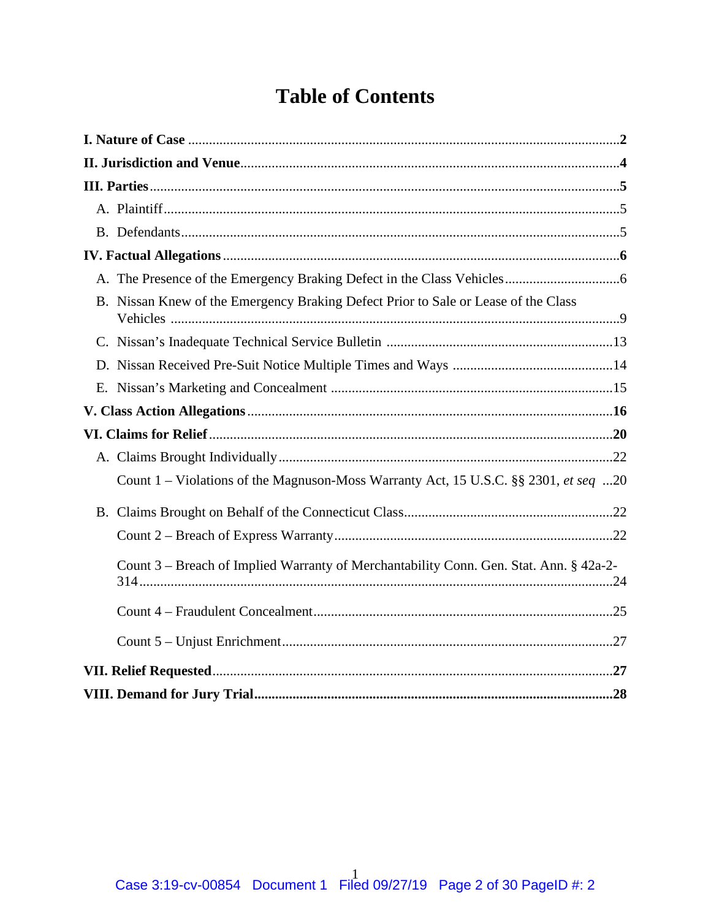# Table of Contents

**I. Nature of Case** ....................................................................................................................**2**

**II. Jurisdiction and Venue**...........................................................................................................**4**

**III. Parties**....................................................................................................................................**5**

A. Plaintiff.....................................................................................................................................5

B. Defendants...............................................................................................................................5

**IV. Factual Allegations** ................................................................................................................**6**

A. The Presence of the Emergency Braking Defect in the Class Vehicles.................................6

B. Nissan Knew of the Emergency Braking Defect Prior to Sale or Lease of the Class Vehicles ....................................................................................................................................9

C. Nissan's Inadequate Technical Service Bulletin .................................................................13

D. Nissan Received Pre-Suit Notice Multiple Times and Ways ..............................................14

E. Nissan's Marketing and Concealment ................................................................................15

**V. Class Action Allegations**........................................................................................................**16**

**VI. Claims for Relief**...................................................................................................................**20**

A. Claims Brought Individually...............................................................................................22

Count 1 – Violations of the Magnuson-Moss Warranty Act, 15 U.S.C. §§ 2301, *et seq* ...20

B. Claims Brought on Behalf of the Connecticut Class...........................................................22

Count 2 – Breach of Express Warranty...............................................................................22

Count 3 – Breach of Implied Warranty of Merchantability Conn. Gen. Stat. Ann. § 42a-2-314........................................................................................................................................24

Count 4 – Fraudulent Concealment.....................................................................................25

Count 5 – Unjust Enrichment..............................................................................................27

**VII. Relief Requested**..................................................................................................................**27**

**VIII. Demand for Jury Trial**.......................................................................................................**28**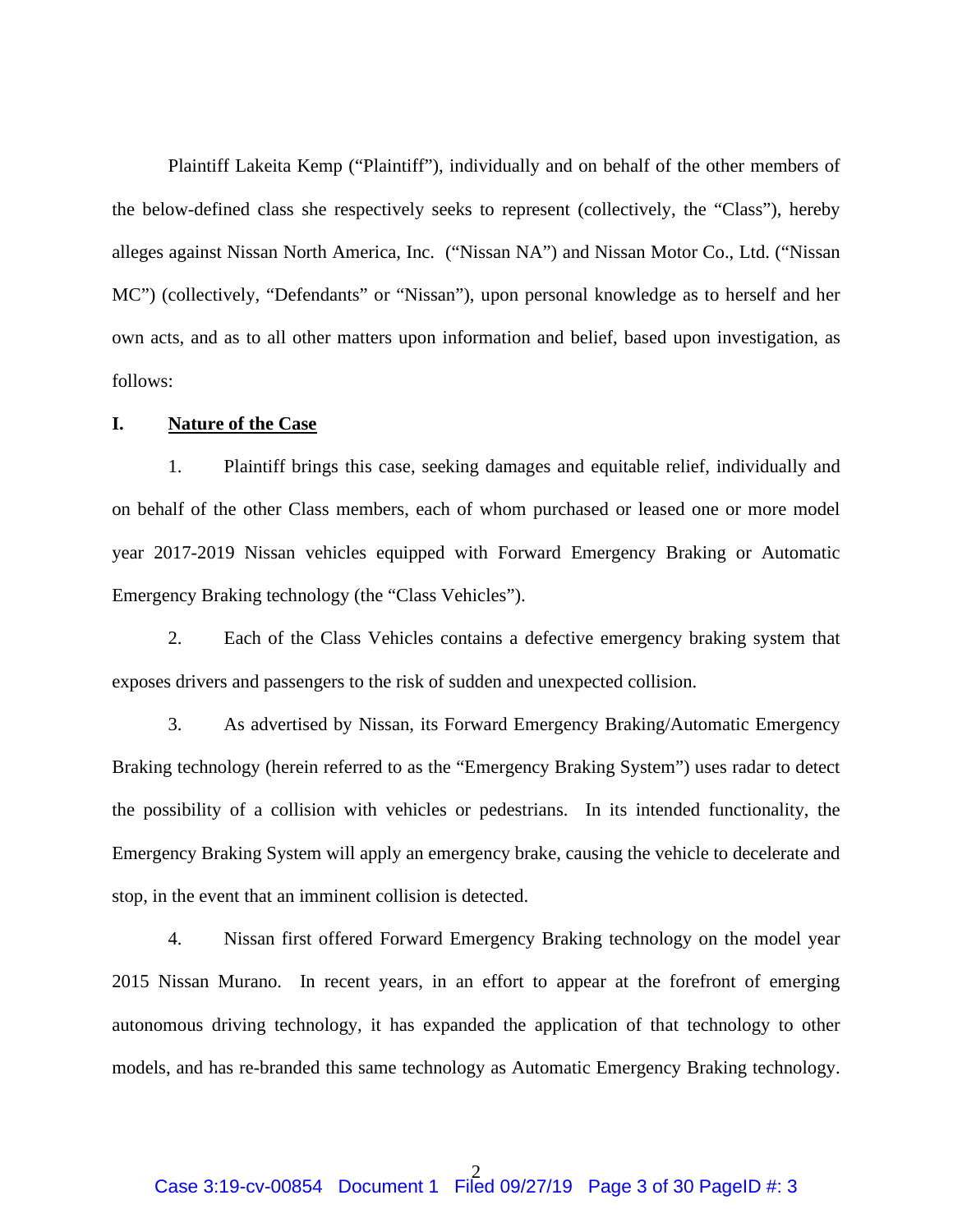Plaintiff Lakeita Kemp ("Plaintiff"), individually and on behalf of the other members of the below-defined class she respectively seeks to represent (collectively, the "Class"), hereby alleges against Nissan North America, Inc. ("Nissan NA") and Nissan Motor Co., Ltd. ("Nissan MC") (collectively, "Defendants" or "Nissan"), upon personal knowledge as to herself and her own acts, and as to all other matters upon information and belief, based upon investigation, as follows:

## I. **Nature of the Case**

1. Plaintiff brings this case, seeking damages and equitable relief, individually and on behalf of the other Class members, each of whom purchased or leased one or more model year 2017-2019 Nissan vehicles equipped with Forward Emergency Braking or Automatic Emergency Braking technology (the "Class Vehicles").

2. Each of the Class Vehicles contains a defective emergency braking system that exposes drivers and passengers to the risk of sudden and unexpected collision.

3. As advertised by Nissan, its Forward Emergency Braking/Automatic Emergency Braking technology (herein referred to as the "Emergency Braking System") uses radar to detect the possibility of a collision with vehicles or pedestrians. In its intended functionality, the Emergency Braking System will apply an emergency brake, causing the vehicle to decelerate and stop, in the event that an imminent collision is detected.

4. Nissan first offered Forward Emergency Braking technology on the model year 2015 Nissan Murano. In recent years, in an effort to appear at the forefront of emerging autonomous driving technology, it has expanded the application of that technology to other models, and has re-branded this same technology as Automatic Emergency Braking technology.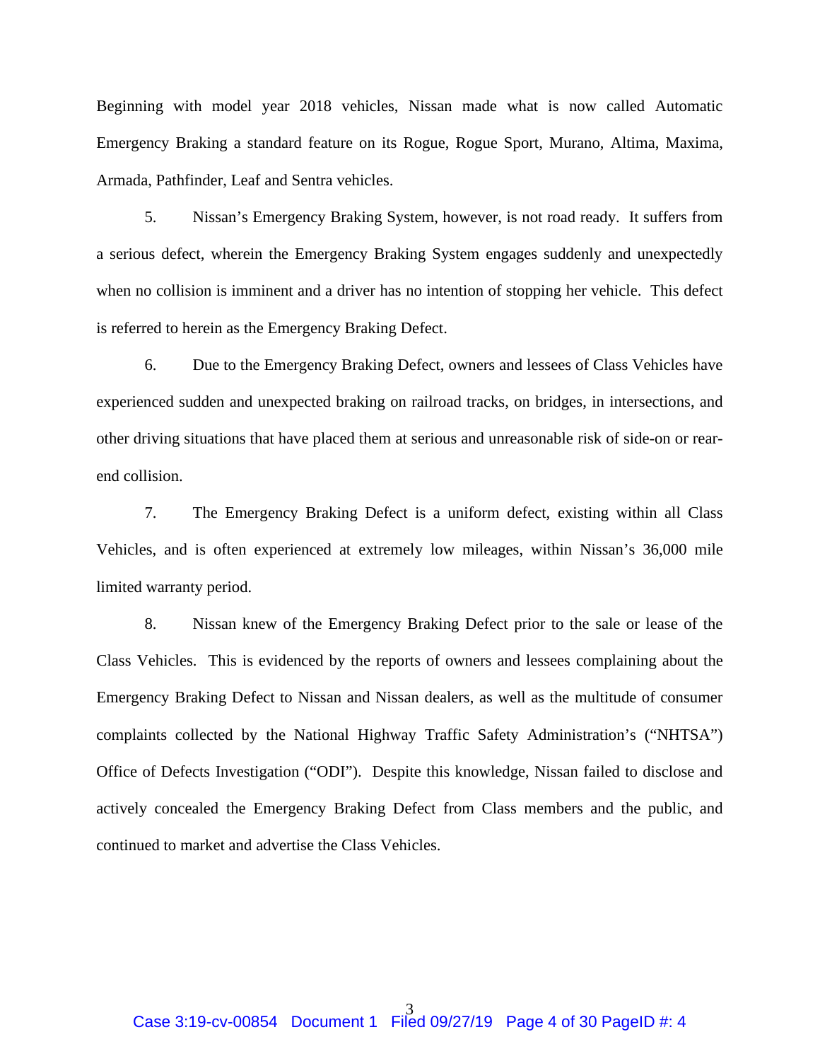Beginning with model year 2018 vehicles, Nissan made what is now called Automatic Emergency Braking a standard feature on its Rogue, Rogue Sport, Murano, Altima, Maxima, Armada, Pathfinder, Leaf and Sentra vehicles.

5. Nissan's Emergency Braking System, however, is not road ready. It suffers from a serious defect, wherein the Emergency Braking System engages suddenly and unexpectedly when no collision is imminent and a driver has no intention of stopping her vehicle. This defect is referred to herein as the Emergency Braking Defect.

6. Due to the Emergency Braking Defect, owners and lessees of Class Vehicles have experienced sudden and unexpected braking on railroad tracks, on bridges, in intersections, and other driving situations that have placed them at serious and unreasonable risk of side-on or rear-end collision.

7. The Emergency Braking Defect is a uniform defect, existing within all Class Vehicles, and is often experienced at extremely low mileages, within Nissan's 36,000 mile limited warranty period.

8. Nissan knew of the Emergency Braking Defect prior to the sale or lease of the Class Vehicles. This is evidenced by the reports of owners and lessees complaining about the Emergency Braking Defect to Nissan and Nissan dealers, as well as the multitude of consumer complaints collected by the National Highway Traffic Safety Administration's ("NHTSA") Office of Defects Investigation ("ODI"). Despite this knowledge, Nissan failed to disclose and actively concealed the Emergency Braking Defect from Class members and the public, and continued to market and advertise the Class Vehicles.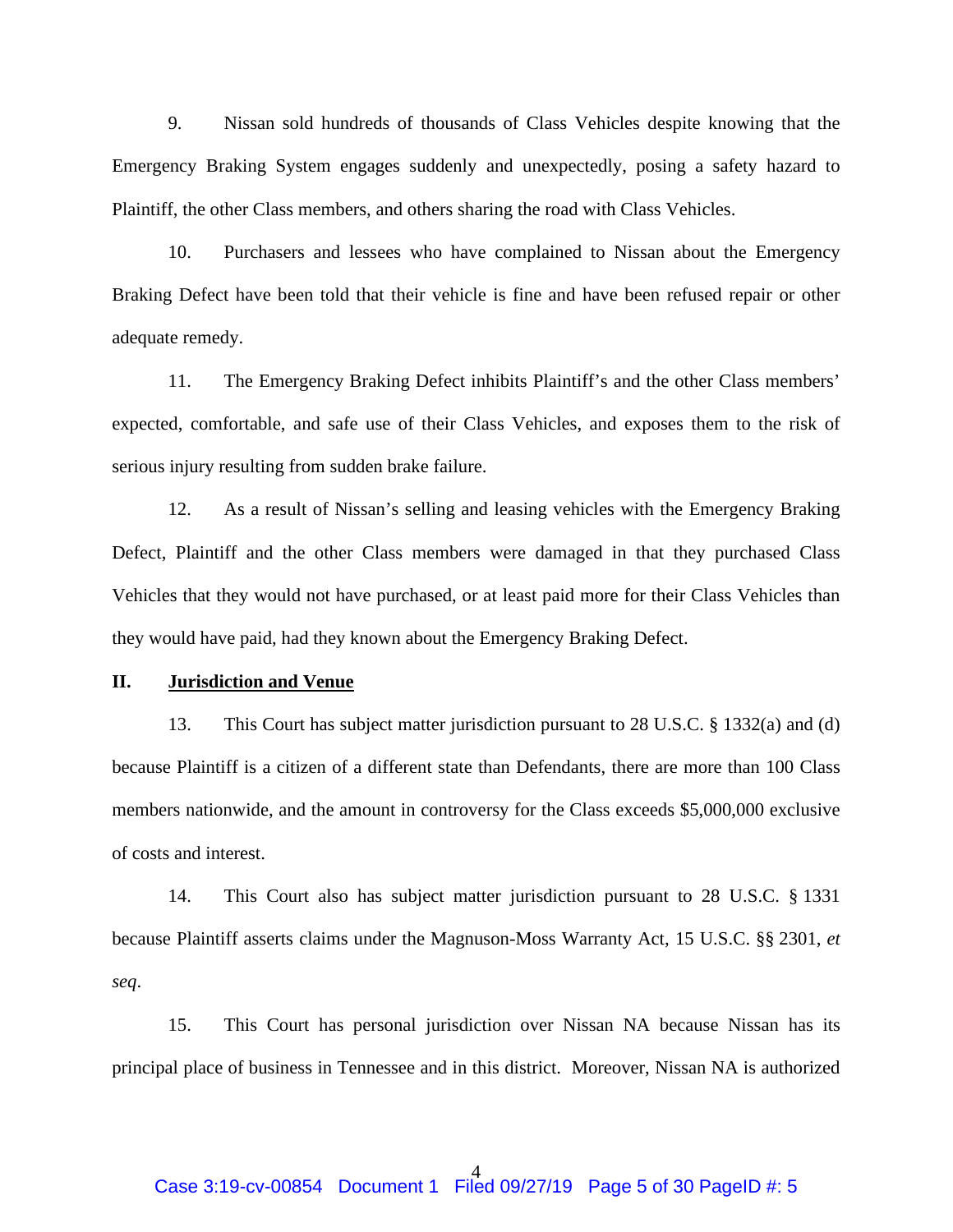9. Nissan sold hundreds of thousands of Class Vehicles despite knowing that the Emergency Braking System engages suddenly and unexpectedly, posing a safety hazard to Plaintiff, the other Class members, and others sharing the road with Class Vehicles.

10. Purchasers and lessees who have complained to Nissan about the Emergency Braking Defect have been told that their vehicle is fine and have been refused repair or other adequate remedy.

11. The Emergency Braking Defect inhibits Plaintiff's and the other Class members' expected, comfortable, and safe use of their Class Vehicles, and exposes them to the risk of serious injury resulting from sudden brake failure.

12. As a result of Nissan's selling and leasing vehicles with the Emergency Braking Defect, Plaintiff and the other Class members were damaged in that they purchased Class Vehicles that they would not have purchased, or at least paid more for their Class Vehicles than they would have paid, had they known about the Emergency Braking Defect.

## II. Jurisdiction and Venue

13. This Court has subject matter jurisdiction pursuant to 28 U.S.C. § 1332(a) and (d) because Plaintiff is a citizen of a different state than Defendants, there are more than 100 Class members nationwide, and the amount in controversy for the Class exceeds $5,000,000 exclusive of costs and interest.

14. This Court also has subject matter jurisdiction pursuant to 28 U.S.C. § 1331 because Plaintiff asserts claims under the Magnuson-Moss Warranty Act, 15 U.S.C. §§ 2301, *et seq*.

15. This Court has personal jurisdiction over Nissan NA because Nissan has its principal place of business in Tennessee and in this district. Moreover, Nissan NA is authorized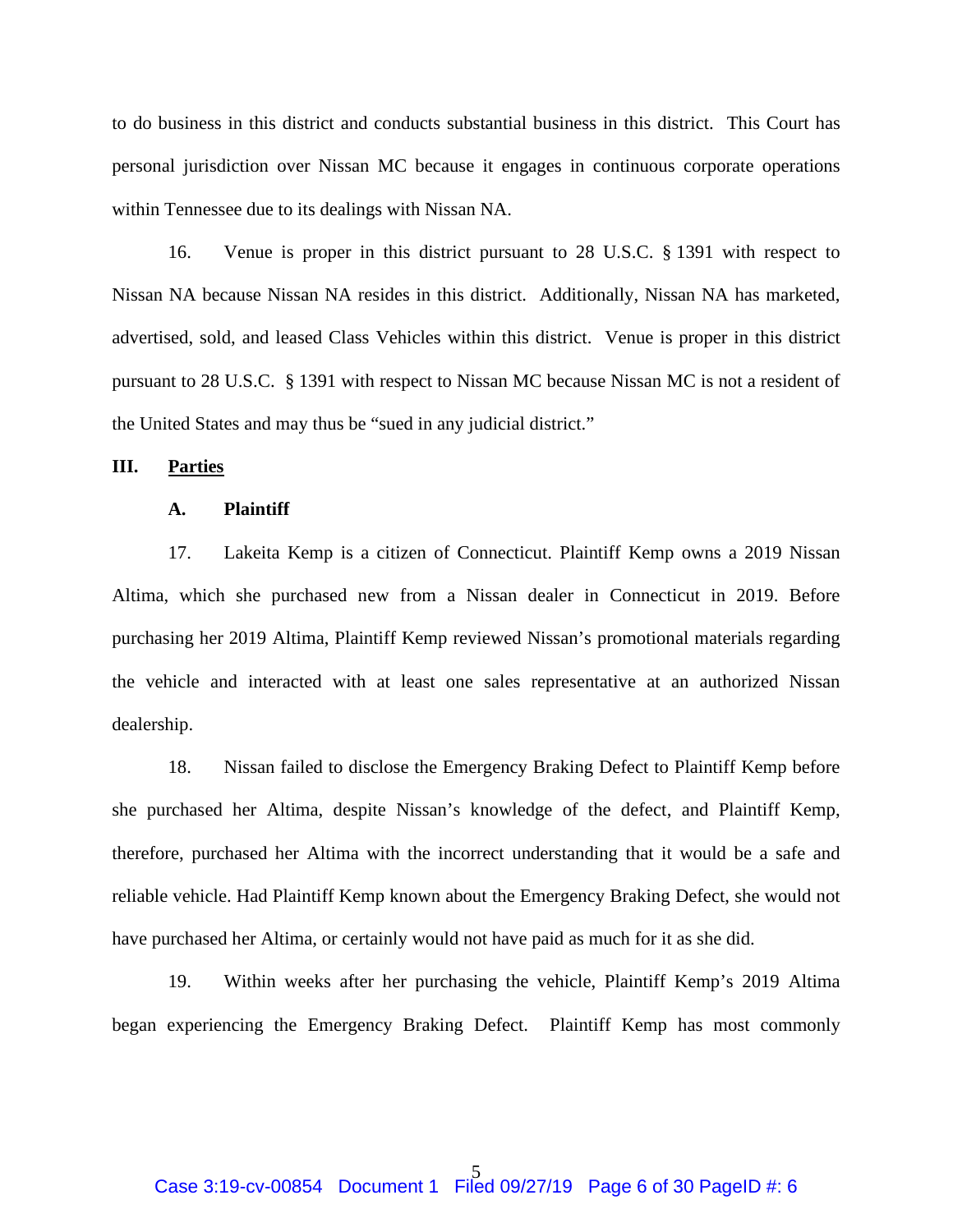to do business in this district and conducts substantial business in this district. This Court has personal jurisdiction over Nissan MC because it engages in continuous corporate operations within Tennessee due to its dealings with Nissan NA.

16. Venue is proper in this district pursuant to 28 U.S.C. § 1391 with respect to Nissan NA because Nissan NA resides in this district. Additionally, Nissan NA has marketed, advertised, sold, and leased Class Vehicles within this district. Venue is proper in this district pursuant to 28 U.S.C. § 1391 with respect to Nissan MC because Nissan MC is not a resident of the United States and may thus be "sued in any judicial district."

## III. Parties

### A. Plaintiff

17. Lakeita Kemp is a citizen of Connecticut. Plaintiff Kemp owns a 2019 Nissan Altima, which she purchased new from a Nissan dealer in Connecticut in 2019. Before purchasing her 2019 Altima, Plaintiff Kemp reviewed Nissan's promotional materials regarding the vehicle and interacted with at least one sales representative at an authorized Nissan dealership.

18. Nissan failed to disclose the Emergency Braking Defect to Plaintiff Kemp before she purchased her Altima, despite Nissan's knowledge of the defect, and Plaintiff Kemp, therefore, purchased her Altima with the incorrect understanding that it would be a safe and reliable vehicle. Had Plaintiff Kemp known about the Emergency Braking Defect, she would not have purchased her Altima, or certainly would not have paid as much for it as she did.

19. Within weeks after her purchasing the vehicle, Plaintiff Kemp's 2019 Altima began experiencing the Emergency Braking Defect. Plaintiff Kemp has most commonly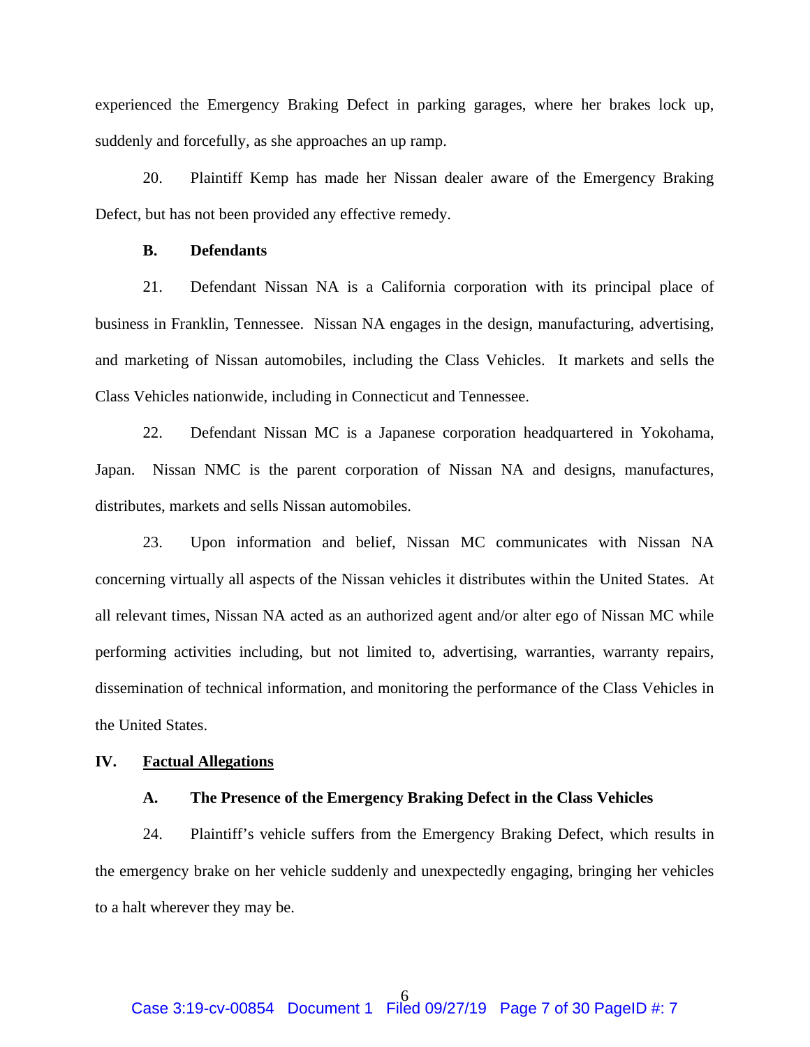experienced the Emergency Braking Defect in parking garages, where her brakes lock up, suddenly and forcefully, as she approaches an up ramp.

20. Plaintiff Kemp has made her Nissan dealer aware of the Emergency Braking Defect, but has not been provided any effective remedy.

### B. Defendants

21. Defendant Nissan NA is a California corporation with its principal place of business in Franklin, Tennessee. Nissan NA engages in the design, manufacturing, advertising, and marketing of Nissan automobiles, including the Class Vehicles. It markets and sells the Class Vehicles nationwide, including in Connecticut and Tennessee.

22. Defendant Nissan MC is a Japanese corporation headquartered in Yokohama, Japan. Nissan NMC is the parent corporation of Nissan NA and designs, manufactures, distributes, markets and sells Nissan automobiles.

23. Upon information and belief, Nissan MC communicates with Nissan NA concerning virtually all aspects of the Nissan vehicles it distributes within the United States. At all relevant times, Nissan NA acted as an authorized agent and/or alter ego of Nissan MC while performing activities including, but not limited to, advertising, warranties, warranty repairs, dissemination of technical information, and monitoring the performance of the Class Vehicles in the United States.

## IV. Factual Allegations

### A. The Presence of the Emergency Braking Defect in the Class Vehicles

24. Plaintiff's vehicle suffers from the Emergency Braking Defect, which results in the emergency brake on her vehicle suddenly and unexpectedly engaging, bringing her vehicles to a halt wherever they may be.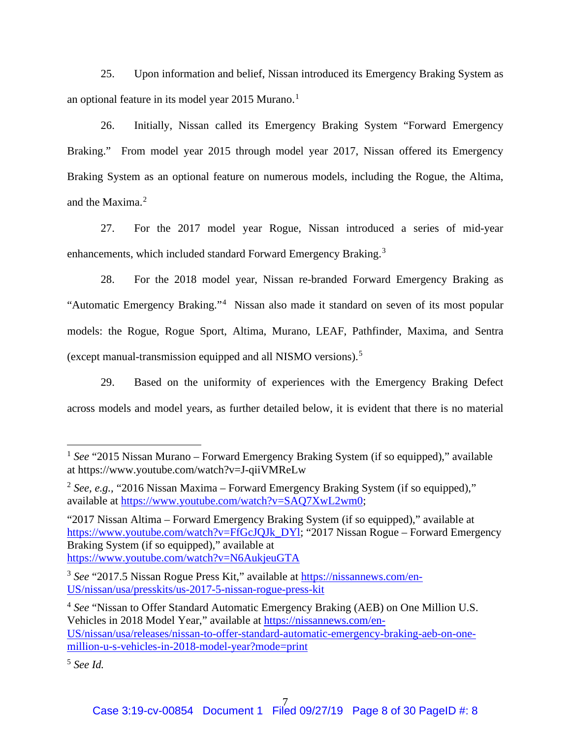25. Upon information and belief, Nissan introduced its Emergency Braking System as an optional feature in its model year 2015 Murano.[1]

26. Initially, Nissan called its Emergency Braking System "Forward Emergency Braking." From model year 2015 through model year 2017, Nissan offered its Emergency Braking System as an optional feature on numerous models, including the Rogue, the Altima, and the Maxima.[2]

27. For the 2017 model year Rogue, Nissan introduced a series of mid-year enhancements, which included standard Forward Emergency Braking.[3]

28. For the 2018 model year, Nissan re-branded Forward Emergency Braking as "Automatic Emergency Braking."[4] Nissan also made it standard on seven of its most popular models: the Rogue, Rogue Sport, Altima, Murano, LEAF, Pathfinder, Maxima, and Sentra (except manual-transmission equipped and all NISMO versions).[5]

29. Based on the uniformity of experiences with the Emergency Braking Defect across models and model years, as further detailed below, it is evident that there is no material

---

[1] *See* "2015 Nissan Murano – Forward Emergency Braking System (if so equipped)," available at https://www.youtube.com/watch?v=J-qiiVMReLw

[2] *See, e.g.,* "2016 Nissan Maxima – Forward Emergency Braking System (if so equipped)," available at https://www.youtube.com/watch?v=SAQ7XwL2wm0;

"2017 Nissan Altima – Forward Emergency Braking System (if so equipped)," available at https://www.youtube.com/watch?v=FfGcJQJk_DYl; "2017 Nissan Rogue – Forward Emergency Braking System (if so equipped)," available at https://www.youtube.com/watch?v=N6AukjeuGTA

[3] *See* "2017.5 Nissan Rogue Press Kit," available at https://nissannews.com/en-US/nissan/usa/presskits/us-2017-5-nissan-rogue-press-kit

[4] *See* "Nissan to Offer Standard Automatic Emergency Braking (AEB) on One Million U.S. Vehicles in 2018 Model Year," available at https://nissannews.com/en-US/nissan/usa/releases/nissan-to-offer-standard-automatic-emergency-braking-aeb-on-one-million-u-s-vehicles-in-2018-model-year?mode=print

[5] *See Id.*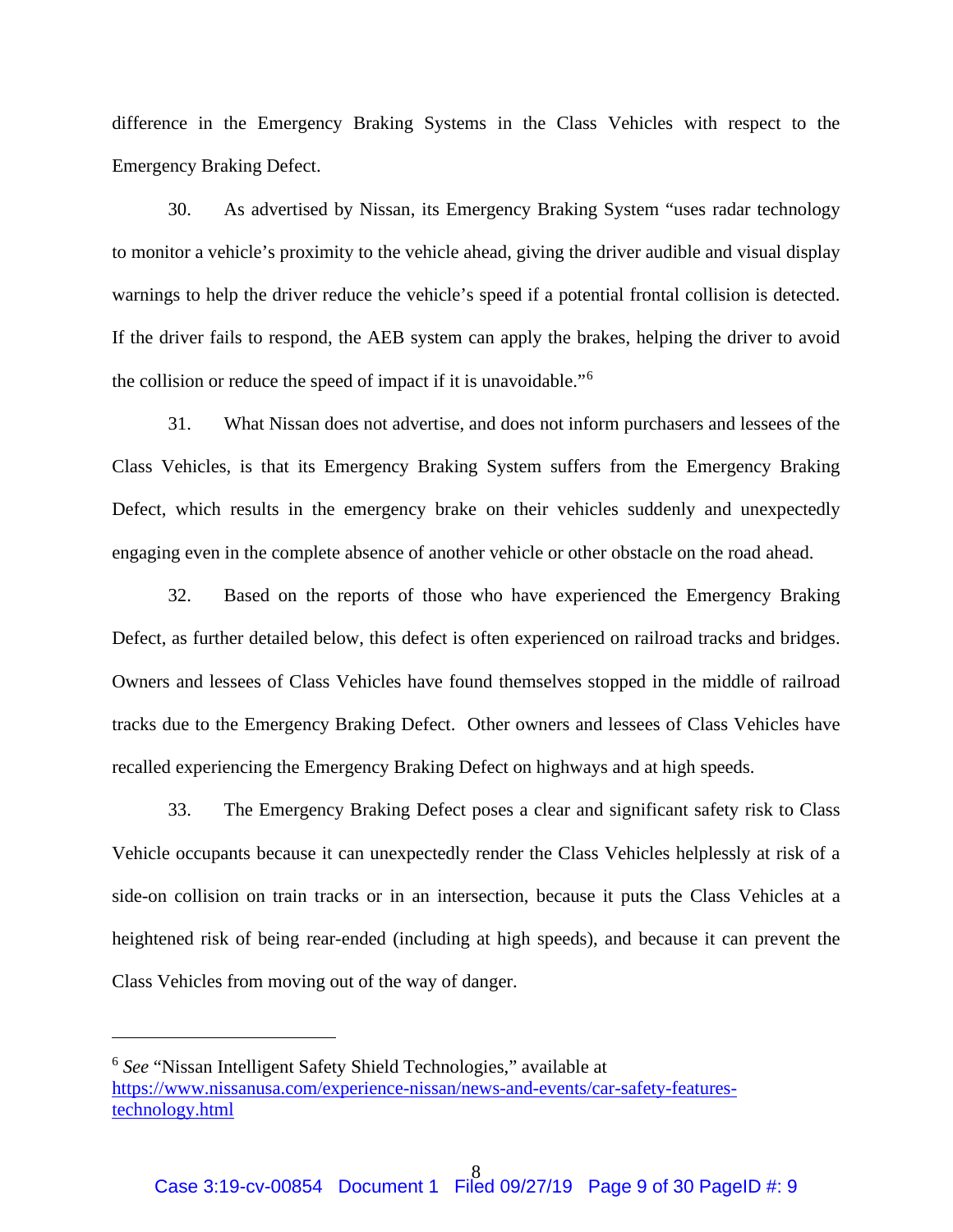difference in the Emergency Braking Systems in the Class Vehicles with respect to the Emergency Braking Defect.

30. As advertised by Nissan, its Emergency Braking System "uses radar technology to monitor a vehicle's proximity to the vehicle ahead, giving the driver audible and visual display warnings to help the driver reduce the vehicle's speed if a potential frontal collision is detected. If the driver fails to respond, the AEB system can apply the brakes, helping the driver to avoid the collision or reduce the speed of impact if it is unavoidable."[6]

31. What Nissan does not advertise, and does not inform purchasers and lessees of the Class Vehicles, is that its Emergency Braking System suffers from the Emergency Braking Defect, which results in the emergency brake on their vehicles suddenly and unexpectedly engaging even in the complete absence of another vehicle or other obstacle on the road ahead.

32. Based on the reports of those who have experienced the Emergency Braking Defect, as further detailed below, this defect is often experienced on railroad tracks and bridges. Owners and lessees of Class Vehicles have found themselves stopped in the middle of railroad tracks due to the Emergency Braking Defect. Other owners and lessees of Class Vehicles have recalled experiencing the Emergency Braking Defect on highways and at high speeds.

33. The Emergency Braking Defect poses a clear and significant safety risk to Class Vehicle occupants because it can unexpectedly render the Class Vehicles helplessly at risk of a side-on collision on train tracks or in an intersection, because it puts the Class Vehicles at a heightened risk of being rear-ended (including at high speeds), and because it can prevent the Class Vehicles from moving out of the way of danger.

---

[6] *See* "Nissan Intelligent Safety Shield Technologies," available at https://www.nissanusa.com/experience-nissan/news-and-events/car-safety-features-technology.html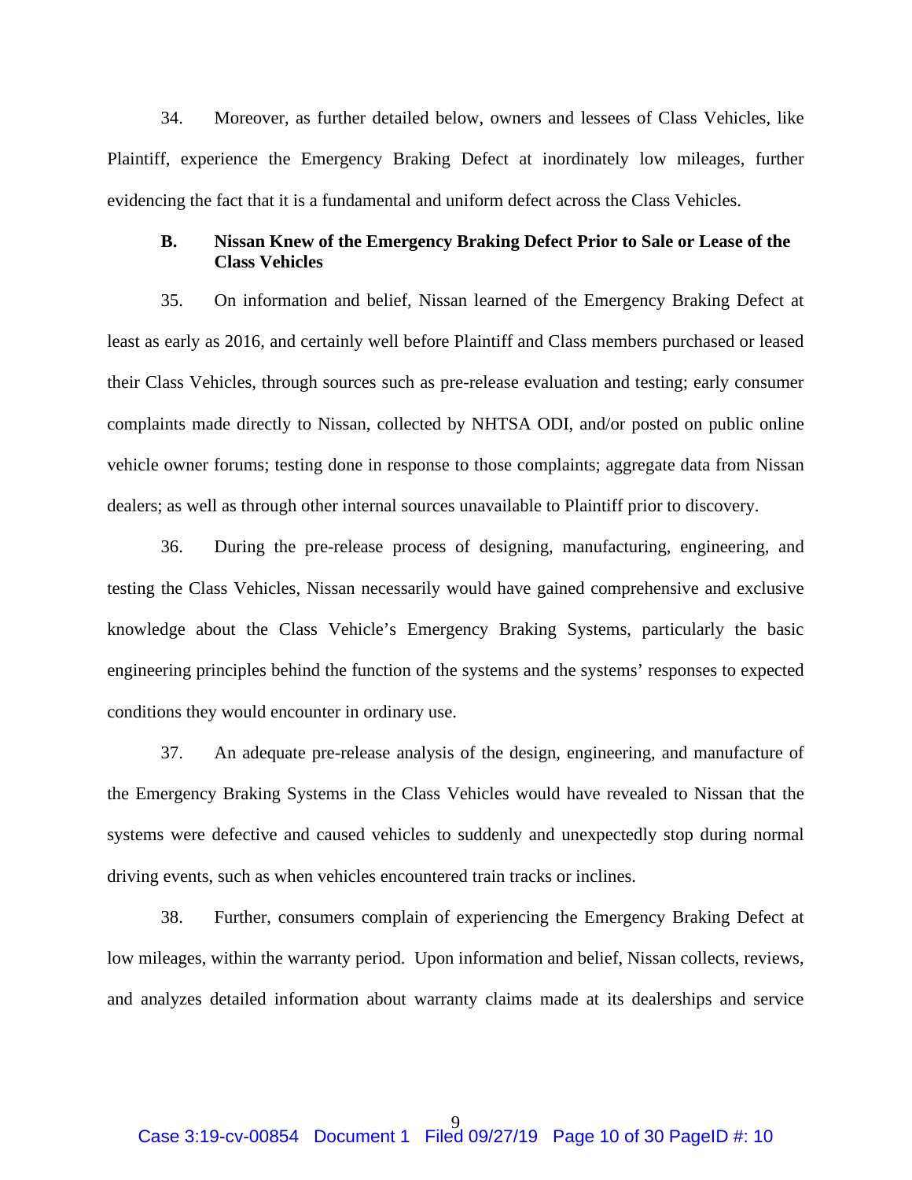34. Moreover, as further detailed below, owners and lessees of Class Vehicles, like Plaintiff, experience the Emergency Braking Defect at inordinately low mileages, further evidencing the fact that it is a fundamental and uniform defect across the Class Vehicles.

### B. Nissan Knew of the Emergency Braking Defect Prior to Sale or Lease of the Class Vehicles

35. On information and belief, Nissan learned of the Emergency Braking Defect at least as early as 2016, and certainly well before Plaintiff and Class members purchased or leased their Class Vehicles, through sources such as pre-release evaluation and testing; early consumer complaints made directly to Nissan, collected by NHTSA ODI, and/or posted on public online vehicle owner forums; testing done in response to those complaints; aggregate data from Nissan dealers; as well as through other internal sources unavailable to Plaintiff prior to discovery.

36. During the pre-release process of designing, manufacturing, engineering, and testing the Class Vehicles, Nissan necessarily would have gained comprehensive and exclusive knowledge about the Class Vehicle's Emergency Braking Systems, particularly the basic engineering principles behind the function of the systems and the systems' responses to expected conditions they would encounter in ordinary use.

37. An adequate pre-release analysis of the design, engineering, and manufacture of the Emergency Braking Systems in the Class Vehicles would have revealed to Nissan that the systems were defective and caused vehicles to suddenly and unexpectedly stop during normal driving events, such as when vehicles encountered train tracks or inclines.

38. Further, consumers complain of experiencing the Emergency Braking Defect at low mileages, within the warranty period. Upon information and belief, Nissan collects, reviews, and analyzes detailed information about warranty claims made at its dealerships and service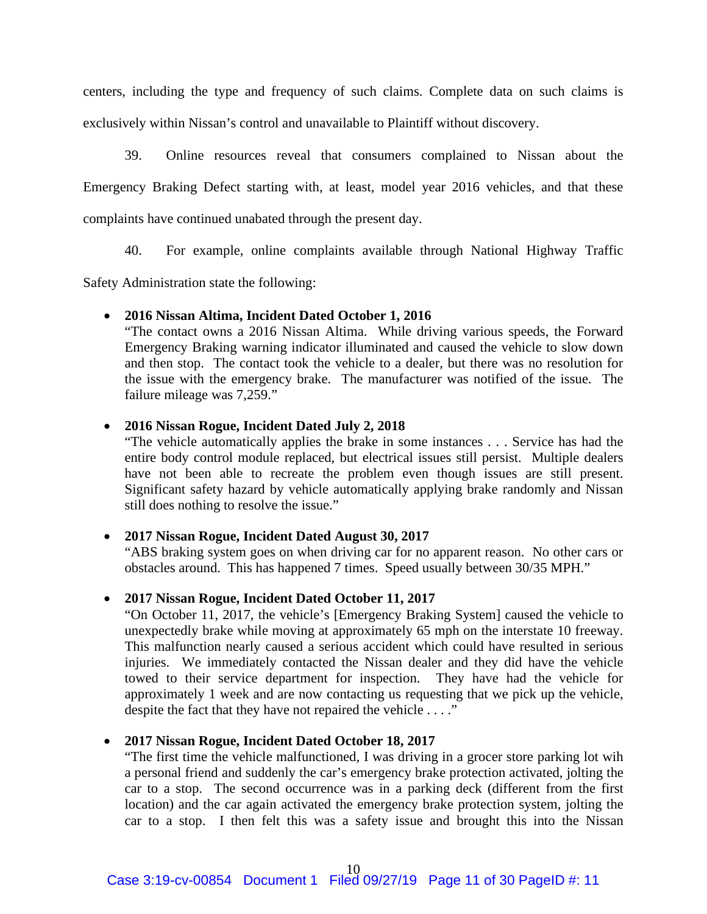centers, including the type and frequency of such claims. Complete data on such claims is exclusively within Nissan's control and unavailable to Plaintiff without discovery.

39. Online resources reveal that consumers complained to Nissan about the Emergency Braking Defect starting with, at least, model year 2016 vehicles, and that these complaints have continued unabated through the present day.

40. For example, online complaints available through National Highway Traffic Safety Administration state the following:

- **2016 Nissan Altima, Incident Dated October 1, 2016**
  "The contact owns a 2016 Nissan Altima. While driving various speeds, the Forward Emergency Braking warning indicator illuminated and caused the vehicle to slow down and then stop. The contact took the vehicle to a dealer, but there was no resolution for the issue with the emergency brake. The manufacturer was notified of the issue. The failure mileage was 7,259."

- **2016 Nissan Rogue, Incident Dated July 2, 2018**
  "The vehicle automatically applies the brake in some instances . . . Service has had the entire body control module replaced, but electrical issues still persist. Multiple dealers have not been able to recreate the problem even though issues are still present. Significant safety hazard by vehicle automatically applying brake randomly and Nissan still does nothing to resolve the issue."

- **2017 Nissan Rogue, Incident Dated August 30, 2017**
  "ABS braking system goes on when driving car for no apparent reason. No other cars or obstacles around. This has happened 7 times. Speed usually between 30/35 MPH."

- **2017 Nissan Rogue, Incident Dated October 11, 2017**
  "On October 11, 2017, the vehicle's [Emergency Braking System] caused the vehicle to unexpectedly brake while moving at approximately 65 mph on the interstate 10 freeway. This malfunction nearly caused a serious accident which could have resulted in serious injuries. We immediately contacted the Nissan dealer and they did have the vehicle towed to their service department for inspection. They have had the vehicle for approximately 1 week and are now contacting us requesting that we pick up the vehicle, despite the fact that they have not repaired the vehicle . . . ."

- **2017 Nissan Rogue, Incident Dated October 18, 2017**
  "The first time the vehicle malfunctioned, I was driving in a grocer store parking lot wih a personal friend and suddenly the car's emergency brake protection activated, jolting the car to a stop. The second occurrence was in a parking deck (different from the first location) and the car again activated the emergency brake protection system, jolting the car to a stop. I then felt this was a safety issue and brought this into the Nissan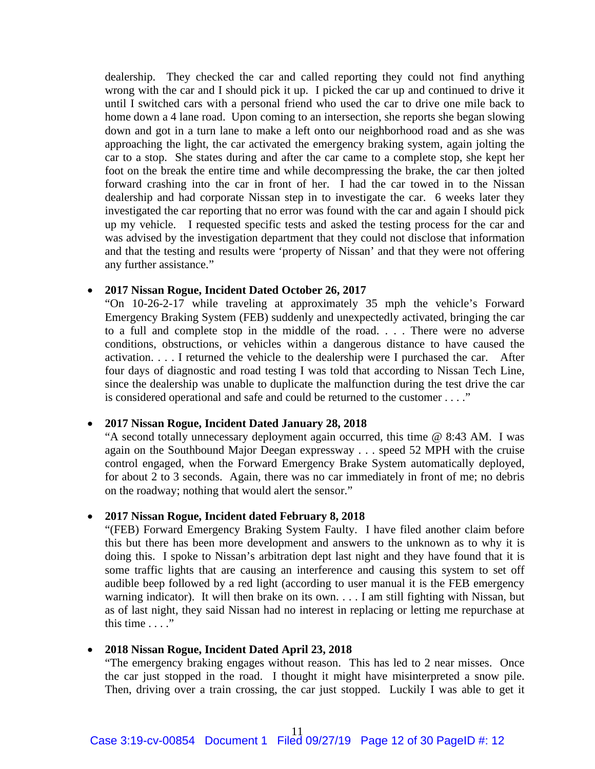dealership. They checked the car and called reporting they could not find anything wrong with the car and I should pick it up. I picked the car up and continued to drive it until I switched cars with a personal friend who used the car to drive one mile back to home down a 4 lane road. Upon coming to an intersection, she reports she began slowing down and got in a turn lane to make a left onto our neighborhood road and as she was approaching the light, the car activated the emergency braking system, again jolting the car to a stop. She states during and after the car came to a complete stop, she kept her foot on the break the entire time and while decompressing the brake, the car then jolted forward crashing into the car in front of her. I had the car towed in to the Nissan dealership and had corporate Nissan step in to investigate the car. 6 weeks later they investigated the car reporting that no error was found with the car and again I should pick up my vehicle. I requested specific tests and asked the testing process for the car and was advised by the investigation department that they could not disclose that information and that the testing and results were 'property of Nissan' and that they were not offering any further assistance."

- **2017 Nissan Rogue, Incident Dated October 26, 2017**
  "On 10-26-2-17 while traveling at approximately 35 mph the vehicle's Forward Emergency Braking System (FEB) suddenly and unexpectedly activated, bringing the car to a full and complete stop in the middle of the road. . . . There were no adverse conditions, obstructions, or vehicles within a dangerous distance to have caused the activation. . . . I returned the vehicle to the dealership were I purchased the car. After four days of diagnostic and road testing I was told that according to Nissan Tech Line, since the dealership was unable to duplicate the malfunction during the test drive the car is considered operational and safe and could be returned to the customer . . . ."

- **2017 Nissan Rogue, Incident Dated January 28, 2018**
  "A second totally unnecessary deployment again occurred, this time @ 8:43 AM. I was again on the Southbound Major Deegan expressway . . . speed 52 MPH with the cruise control engaged, when the Forward Emergency Brake System automatically deployed, for about 2 to 3 seconds. Again, there was no car immediately in front of me; no debris on the roadway; nothing that would alert the sensor."

- **2017 Nissan Rogue, Incident dated February 8, 2018**
  "(FEB) Forward Emergency Braking System Faulty. I have filed another claim before this but there has been more development and answers to the unknown as to why it is doing this. I spoke to Nissan's arbitration dept last night and they have found that it is some traffic lights that are causing an interference and causing this system to set off audible beep followed by a red light (according to user manual it is the FEB emergency warning indicator). It will then brake on its own. . . . I am still fighting with Nissan, but as of last night, they said Nissan had no interest in replacing or letting me repurchase at this time . . . ."

- **2018 Nissan Rogue, Incident Dated April 23, 2018**
  "The emergency braking engages without reason. This has led to 2 near misses. Once the car just stopped in the road. I thought it might have misinterpreted a snow pile. Then, driving over a train crossing, the car just stopped. Luckily I was able to get it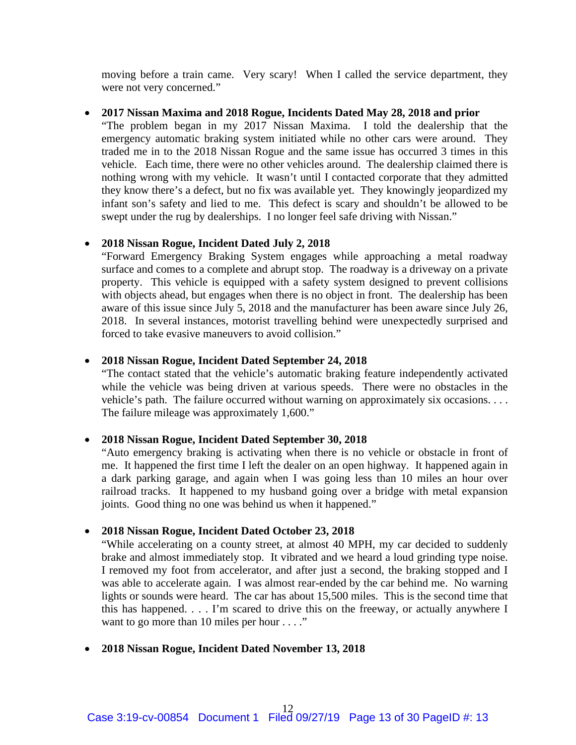moving before a train came. Very scary! When I called the service department, they were not very concerned."

- **2017 Nissan Maxima and 2018 Rogue, Incidents Dated May 28, 2018 and prior**
  "The problem began in my 2017 Nissan Maxima. I told the dealership that the emergency automatic braking system initiated while no other cars were around. They traded me in to the 2018 Nissan Rogue and the same issue has occurred 3 times in this vehicle. Each time, there were no other vehicles around. The dealership claimed there is nothing wrong with my vehicle. It wasn't until I contacted corporate that they admitted they know there's a defect, but no fix was available yet. They knowingly jeopardized my infant son's safety and lied to me. This defect is scary and shouldn't be allowed to be swept under the rug by dealerships. I no longer feel safe driving with Nissan."

- **2018 Nissan Rogue, Incident Dated July 2, 2018**
  "Forward Emergency Braking System engages while approaching a metal roadway surface and comes to a complete and abrupt stop. The roadway is a driveway on a private property. This vehicle is equipped with a safety system designed to prevent collisions with objects ahead, but engages when there is no object in front. The dealership has been aware of this issue since July 5, 2018 and the manufacturer has been aware since July 26, 2018. In several instances, motorist travelling behind were unexpectedly surprised and forced to take evasive maneuvers to avoid collision."

- **2018 Nissan Rogue, Incident Dated September 24, 2018**
  "The contact stated that the vehicle's automatic braking feature independently activated while the vehicle was being driven at various speeds. There were no obstacles in the vehicle's path. The failure occurred without warning on approximately six occasions. . . . The failure mileage was approximately 1,600."

- **2018 Nissan Rogue, Incident Dated September 30, 2018**
  "Auto emergency braking is activating when there is no vehicle or obstacle in front of me. It happened the first time I left the dealer on an open highway. It happened again in a dark parking garage, and again when I was going less than 10 miles an hour over railroad tracks. It happened to my husband going over a bridge with metal expansion joints. Good thing no one was behind us when it happened."

- **2018 Nissan Rogue, Incident Dated October 23, 2018**
  "While accelerating on a county street, at almost 40 MPH, my car decided to suddenly brake and almost immediately stop. It vibrated and we heard a loud grinding type noise. I removed my foot from accelerator, and after just a second, the braking stopped and I was able to accelerate again. I was almost rear-ended by the car behind me. No warning lights or sounds were heard. The car has about 15,500 miles. This is the second time that this has happened. . . . I'm scared to drive this on the freeway, or actually anywhere I want to go more than 10 miles per hour . . . ."

- **2018 Nissan Rogue, Incident Dated November 13, 2018**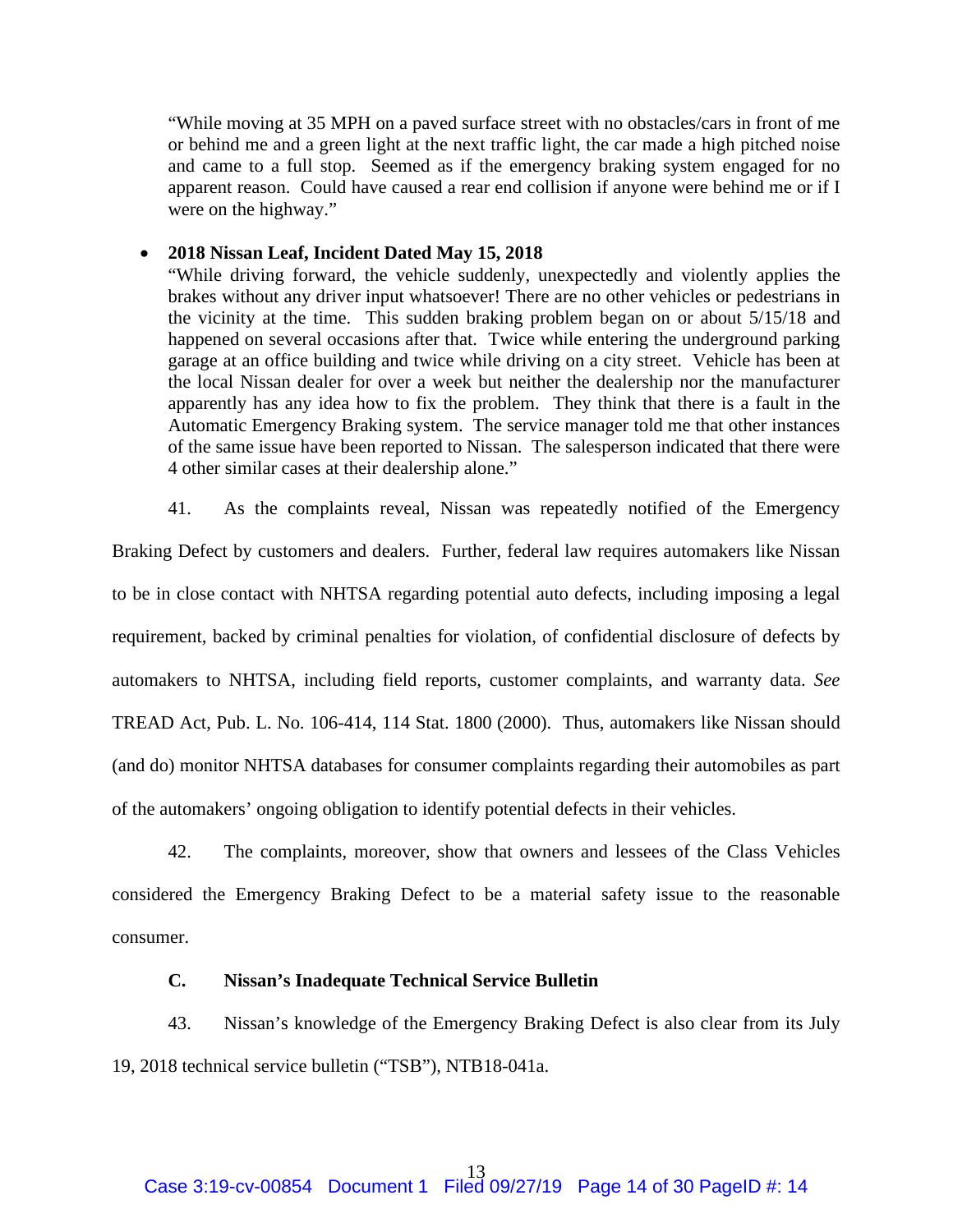"While moving at 35 MPH on a paved surface street with no obstacles/cars in front of me or behind me and a green light at the next traffic light, the car made a high pitched noise and came to a full stop. Seemed as if the emergency braking system engaged for no apparent reason. Could have caused a rear end collision if anyone were behind me or if I were on the highway."

- **2018 Nissan Leaf, Incident Dated May 15, 2018**
  "While driving forward, the vehicle suddenly, unexpectedly and violently applies the brakes without any driver input whatsoever! There are no other vehicles or pedestrians in the vicinity at the time. This sudden braking problem began on or about 5/15/18 and happened on several occasions after that. Twice while entering the underground parking garage at an office building and twice while driving on a city street. Vehicle has been at the local Nissan dealer for over a week but neither the dealership nor the manufacturer apparently has any idea how to fix the problem. They think that there is a fault in the Automatic Emergency Braking system. The service manager told me that other instances of the same issue have been reported to Nissan. The salesperson indicated that there were 4 other similar cases at their dealership alone."

41. As the complaints reveal, Nissan was repeatedly notified of the Emergency Braking Defect by customers and dealers. Further, federal law requires automakers like Nissan to be in close contact with NHTSA regarding potential auto defects, including imposing a legal requirement, backed by criminal penalties for violation, of confidential disclosure of defects by automakers to NHTSA, including field reports, customer complaints, and warranty data. *See* TREAD Act, Pub. L. No. 106-414, 114 Stat. 1800 (2000). Thus, automakers like Nissan should (and do) monitor NHTSA databases for consumer complaints regarding their automobiles as part of the automakers' ongoing obligation to identify potential defects in their vehicles.

42. The complaints, moreover, show that owners and lessees of the Class Vehicles considered the Emergency Braking Defect to be a material safety issue to the reasonable consumer.

### C. Nissan's Inadequate Technical Service Bulletin

43. Nissan's knowledge of the Emergency Braking Defect is also clear from its July 19, 2018 technical service bulletin ("TSB"), NTB18-041a.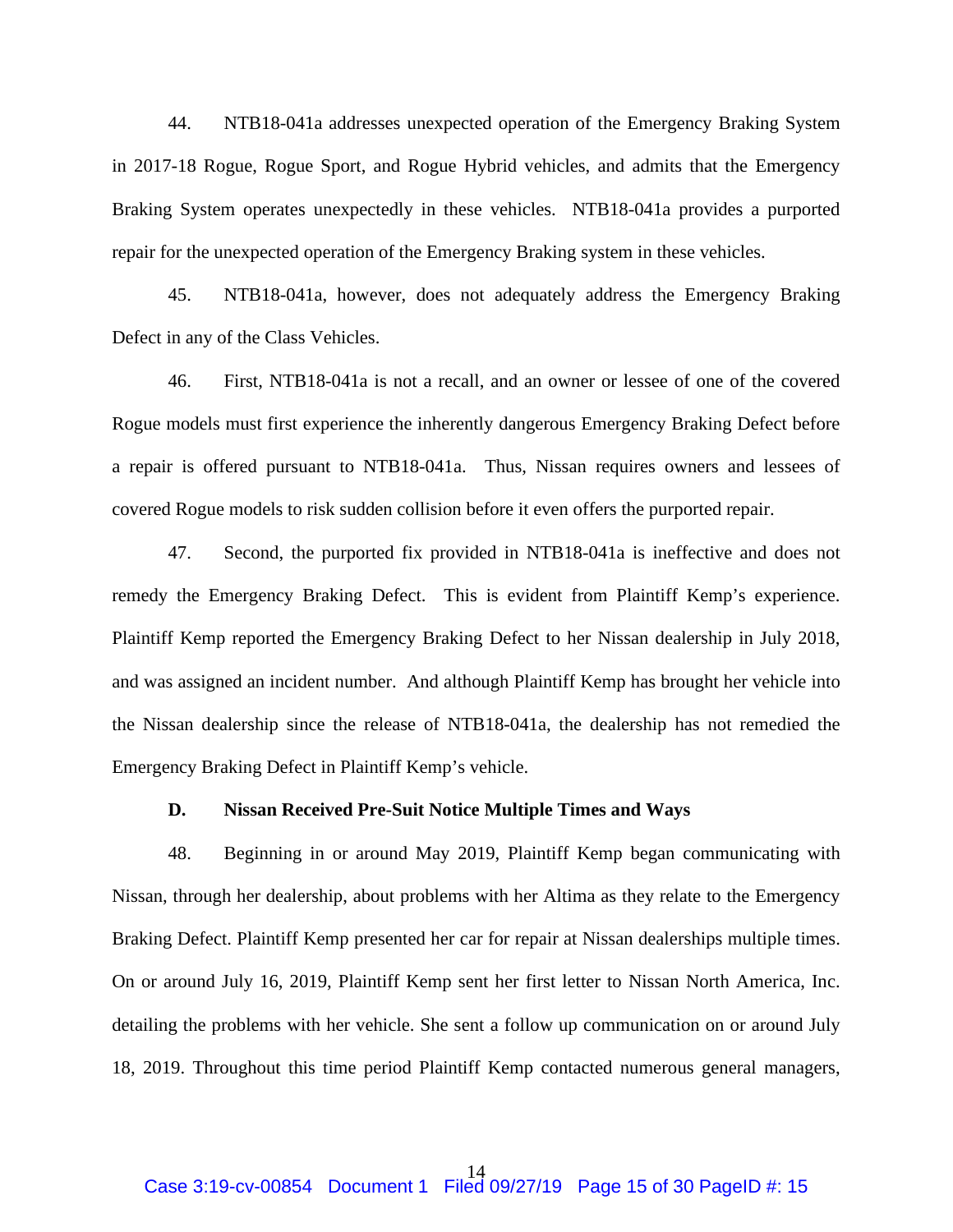44. NTB18-041a addresses unexpected operation of the Emergency Braking System in 2017-18 Rogue, Rogue Sport, and Rogue Hybrid vehicles, and admits that the Emergency Braking System operates unexpectedly in these vehicles. NTB18-041a provides a purported repair for the unexpected operation of the Emergency Braking system in these vehicles.

45. NTB18-041a, however, does not adequately address the Emergency Braking Defect in any of the Class Vehicles.

46. First, NTB18-041a is not a recall, and an owner or lessee of one of the covered Rogue models must first experience the inherently dangerous Emergency Braking Defect before a repair is offered pursuant to NTB18-041a. Thus, Nissan requires owners and lessees of covered Rogue models to risk sudden collision before it even offers the purported repair.

47. Second, the purported fix provided in NTB18-041a is ineffective and does not remedy the Emergency Braking Defect. This is evident from Plaintiff Kemp's experience. Plaintiff Kemp reported the Emergency Braking Defect to her Nissan dealership in July 2018, and was assigned an incident number. And although Plaintiff Kemp has brought her vehicle into the Nissan dealership since the release of NTB18-041a, the dealership has not remedied the Emergency Braking Defect in Plaintiff Kemp's vehicle.

### D. Nissan Received Pre-Suit Notice Multiple Times and Ways

48. Beginning in or around May 2019, Plaintiff Kemp began communicating with Nissan, through her dealership, about problems with her Altima as they relate to the Emergency Braking Defect. Plaintiff Kemp presented her car for repair at Nissan dealerships multiple times. On or around July 16, 2019, Plaintiff Kemp sent her first letter to Nissan North America, Inc. detailing the problems with her vehicle. She sent a follow up communication on or around July 18, 2019. Throughout this time period Plaintiff Kemp contacted numerous general managers,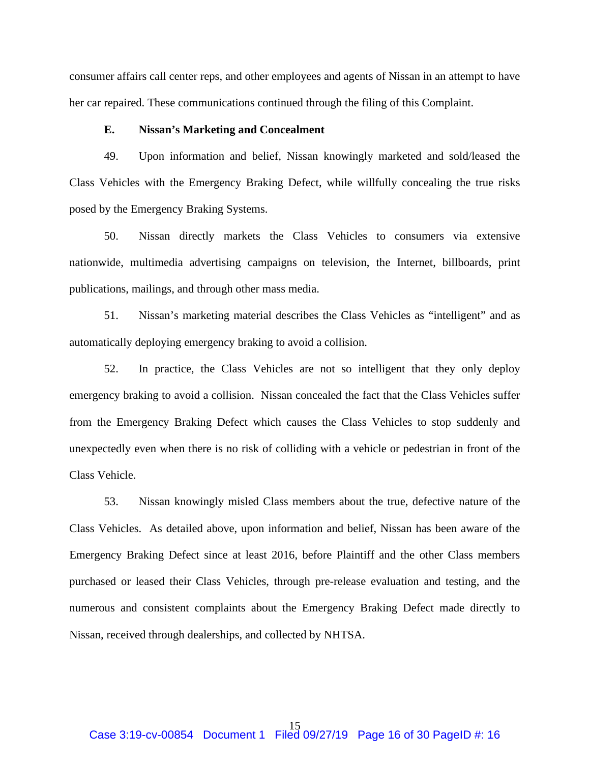consumer affairs call center reps, and other employees and agents of Nissan in an attempt to have her car repaired. These communications continued through the filing of this Complaint.

### E. Nissan's Marketing and Concealment

49. Upon information and belief, Nissan knowingly marketed and sold/leased the Class Vehicles with the Emergency Braking Defect, while willfully concealing the true risks posed by the Emergency Braking Systems.

50. Nissan directly markets the Class Vehicles to consumers via extensive nationwide, multimedia advertising campaigns on television, the Internet, billboards, print publications, mailings, and through other mass media.

51. Nissan's marketing material describes the Class Vehicles as "intelligent" and as automatically deploying emergency braking to avoid a collision.

52. In practice, the Class Vehicles are not so intelligent that they only deploy emergency braking to avoid a collision. Nissan concealed the fact that the Class Vehicles suffer from the Emergency Braking Defect which causes the Class Vehicles to stop suddenly and unexpectedly even when there is no risk of colliding with a vehicle or pedestrian in front of the Class Vehicle.

53. Nissan knowingly misled Class members about the true, defective nature of the Class Vehicles. As detailed above, upon information and belief, Nissan has been aware of the Emergency Braking Defect since at least 2016, before Plaintiff and the other Class members purchased or leased their Class Vehicles, through pre-release evaluation and testing, and the numerous and consistent complaints about the Emergency Braking Defect made directly to Nissan, received through dealerships, and collected by NHTSA.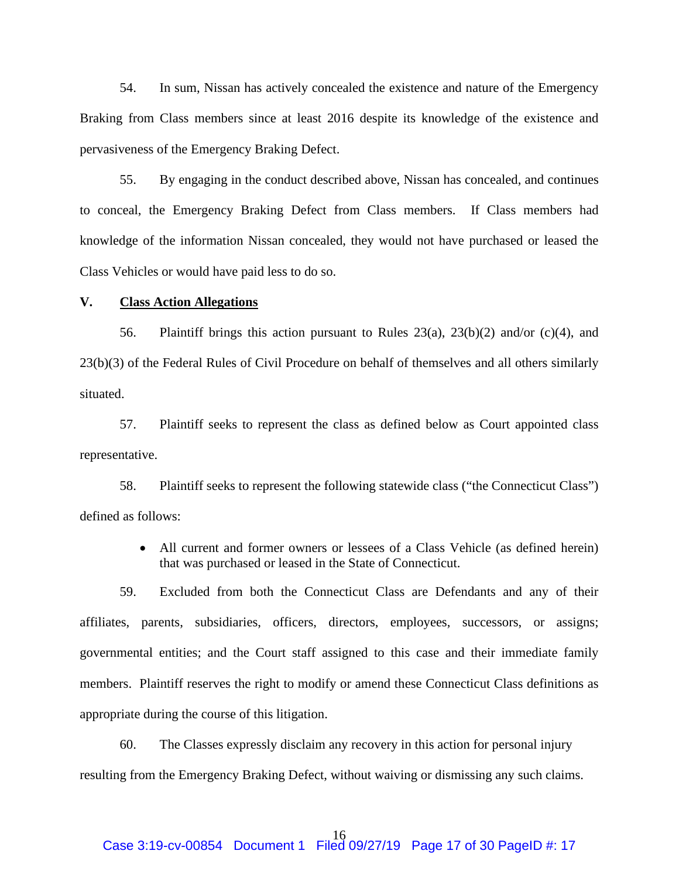54. In sum, Nissan has actively concealed the existence and nature of the Emergency Braking from Class members since at least 2016 despite its knowledge of the existence and pervasiveness of the Emergency Braking Defect.

55. By engaging in the conduct described above, Nissan has concealed, and continues to conceal, the Emergency Braking Defect from Class members. If Class members had knowledge of the information Nissan concealed, they would not have purchased or leased the Class Vehicles or would have paid less to do so.

## V. <u>Class Action Allegations</u>

56. Plaintiff brings this action pursuant to Rules 23(a), 23(b)(2) and/or (c)(4), and 23(b)(3) of the Federal Rules of Civil Procedure on behalf of themselves and all others similarly situated.

57. Plaintiff seeks to represent the class as defined below as Court appointed class representative.

58. Plaintiff seeks to represent the following statewide class ("the Connecticut Class") defined as follows:

- All current and former owners or lessees of a Class Vehicle (as defined herein) that was purchased or leased in the State of Connecticut.

59. Excluded from both the Connecticut Class are Defendants and any of their affiliates, parents, subsidiaries, officers, directors, employees, successors, or assigns; governmental entities; and the Court staff assigned to this case and their immediate family members. Plaintiff reserves the right to modify or amend these Connecticut Class definitions as appropriate during the course of this litigation.

60. The Classes expressly disclaim any recovery in this action for personal injury resulting from the Emergency Braking Defect, without waiving or dismissing any such claims.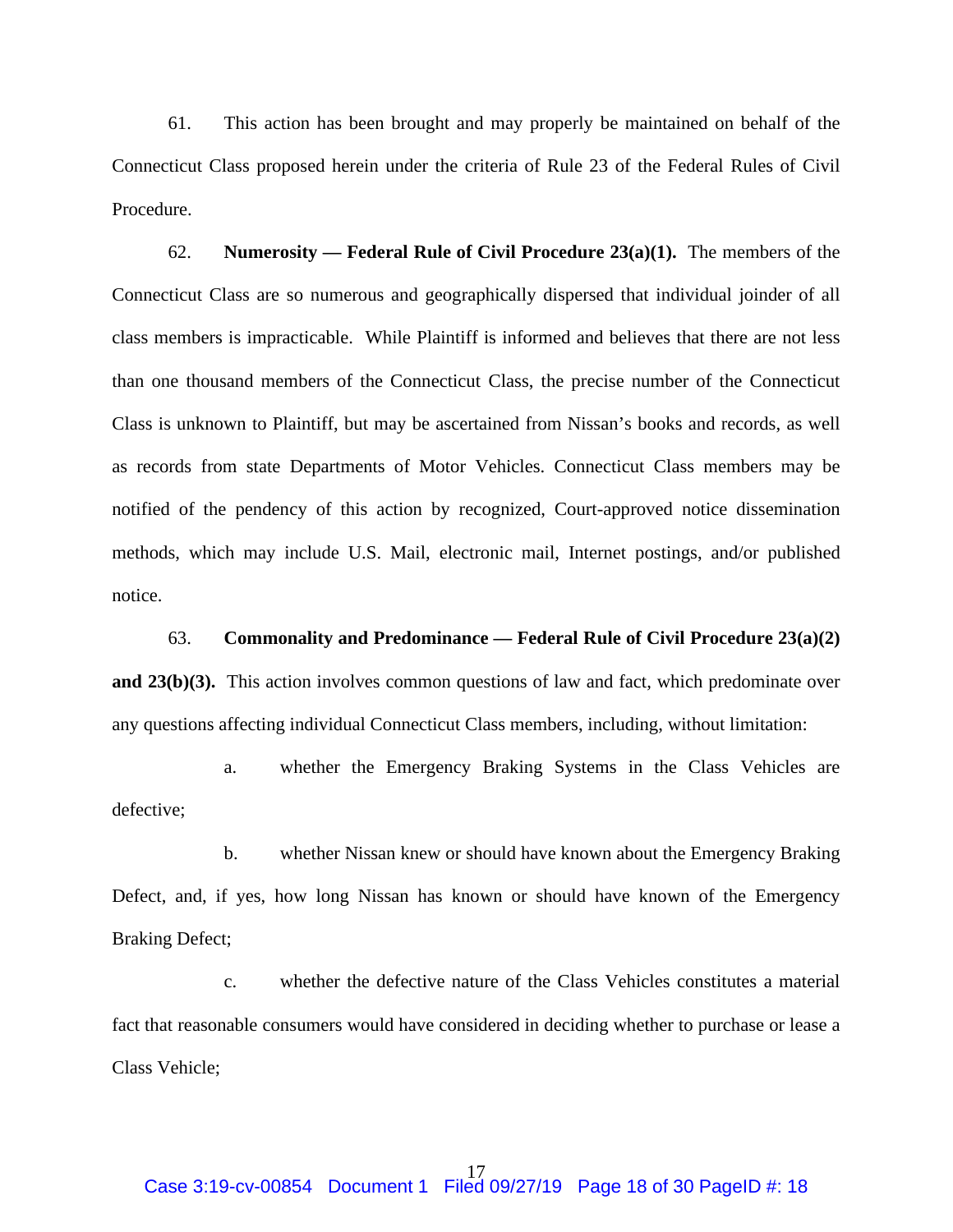61. This action has been brought and may properly be maintained on behalf of the Connecticut Class proposed herein under the criteria of Rule 23 of the Federal Rules of Civil Procedure.

62. **Numerosity — Federal Rule of Civil Procedure 23(a)(1).** The members of the Connecticut Class are so numerous and geographically dispersed that individual joinder of all class members is impracticable. While Plaintiff is informed and believes that there are not less than one thousand members of the Connecticut Class, the precise number of the Connecticut Class is unknown to Plaintiff, but may be ascertained from Nissan's books and records, as well as records from state Departments of Motor Vehicles. Connecticut Class members may be notified of the pendency of this action by recognized, Court-approved notice dissemination methods, which may include U.S. Mail, electronic mail, Internet postings, and/or published notice.

63. **Commonality and Predominance — Federal Rule of Civil Procedure 23(a)(2) and 23(b)(3).** This action involves common questions of law and fact, which predominate over any questions affecting individual Connecticut Class members, including, without limitation:

a. whether the Emergency Braking Systems in the Class Vehicles are defective;

b. whether Nissan knew or should have known about the Emergency Braking Defect, and, if yes, how long Nissan has known or should have known of the Emergency Braking Defect;

c. whether the defective nature of the Class Vehicles constitutes a material fact that reasonable consumers would have considered in deciding whether to purchase or lease a Class Vehicle;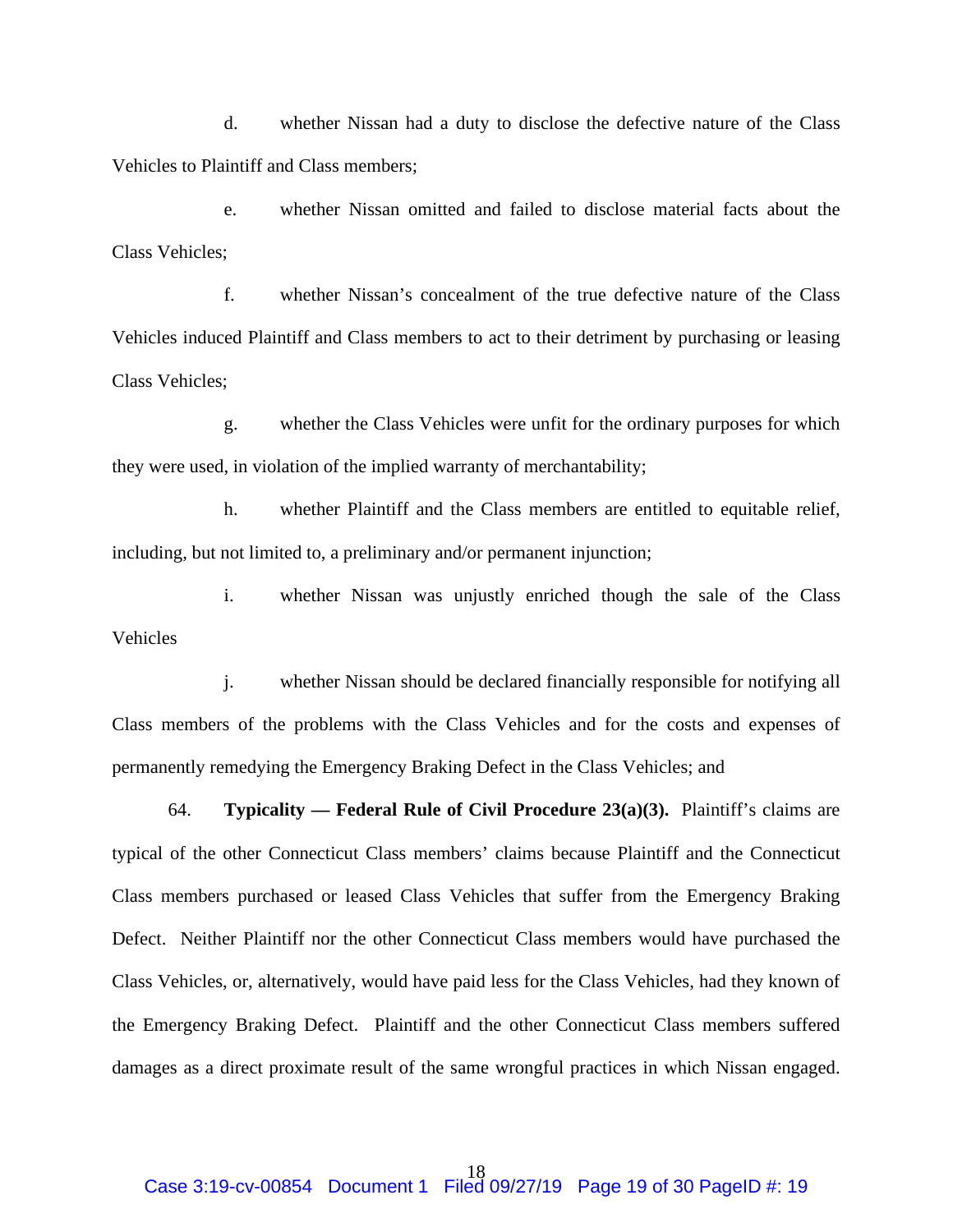d. whether Nissan had a duty to disclose the defective nature of the Class Vehicles to Plaintiff and Class members;

e. whether Nissan omitted and failed to disclose material facts about the Class Vehicles;

f. whether Nissan's concealment of the true defective nature of the Class Vehicles induced Plaintiff and Class members to act to their detriment by purchasing or leasing Class Vehicles;

g. whether the Class Vehicles were unfit for the ordinary purposes for which they were used, in violation of the implied warranty of merchantability;

h. whether Plaintiff and the Class members are entitled to equitable relief, including, but not limited to, a preliminary and/or permanent injunction;

i. whether Nissan was unjustly enriched though the sale of the Class Vehicles

j. whether Nissan should be declared financially responsible for notifying all Class members of the problems with the Class Vehicles and for the costs and expenses of permanently remedying the Emergency Braking Defect in the Class Vehicles; and

64. **Typicality — Federal Rule of Civil Procedure 23(a)(3).** Plaintiff's claims are typical of the other Connecticut Class members' claims because Plaintiff and the Connecticut Class members purchased or leased Class Vehicles that suffer from the Emergency Braking Defect. Neither Plaintiff nor the other Connecticut Class members would have purchased the Class Vehicles, or, alternatively, would have paid less for the Class Vehicles, had they known of the Emergency Braking Defect. Plaintiff and the other Connecticut Class members suffered damages as a direct proximate result of the same wrongful practices in which Nissan engaged.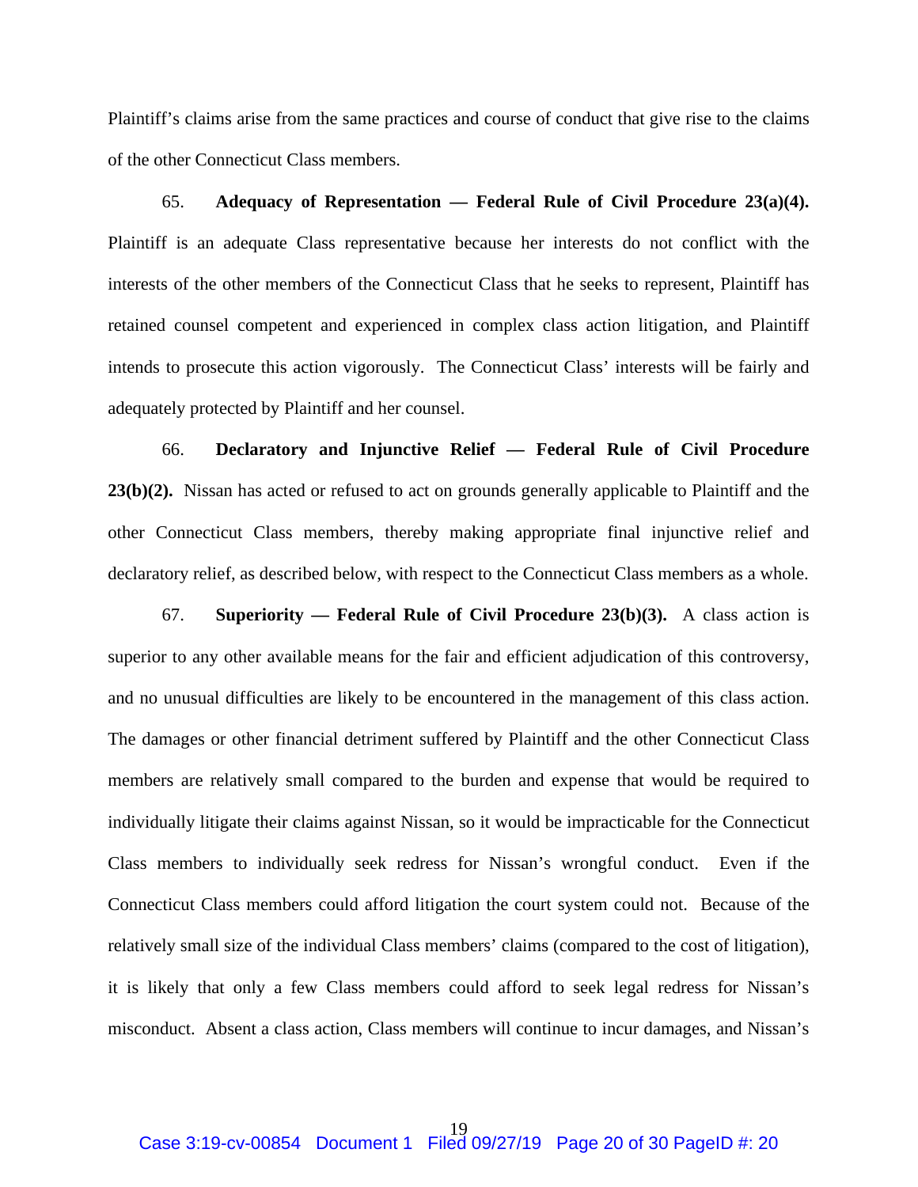Plaintiff's claims arise from the same practices and course of conduct that give rise to the claims of the other Connecticut Class members.

65. **Adequacy of Representation — Federal Rule of Civil Procedure 23(a)(4).** Plaintiff is an adequate Class representative because her interests do not conflict with the interests of the other members of the Connecticut Class that he seeks to represent, Plaintiff has retained counsel competent and experienced in complex class action litigation, and Plaintiff intends to prosecute this action vigorously. The Connecticut Class' interests will be fairly and adequately protected by Plaintiff and her counsel.

66. **Declaratory and Injunctive Relief — Federal Rule of Civil Procedure 23(b)(2).** Nissan has acted or refused to act on grounds generally applicable to Plaintiff and the other Connecticut Class members, thereby making appropriate final injunctive relief and declaratory relief, as described below, with respect to the Connecticut Class members as a whole.

67. **Superiority — Federal Rule of Civil Procedure 23(b)(3).** A class action is superior to any other available means for the fair and efficient adjudication of this controversy, and no unusual difficulties are likely to be encountered in the management of this class action. The damages or other financial detriment suffered by Plaintiff and the other Connecticut Class members are relatively small compared to the burden and expense that would be required to individually litigate their claims against Nissan, so it would be impracticable for the Connecticut Class members to individually seek redress for Nissan's wrongful conduct. Even if the Connecticut Class members could afford litigation the court system could not. Because of the relatively small size of the individual Class members' claims (compared to the cost of litigation), it is likely that only a few Class members could afford to seek legal redress for Nissan's misconduct. Absent a class action, Class members will continue to incur damages, and Nissan's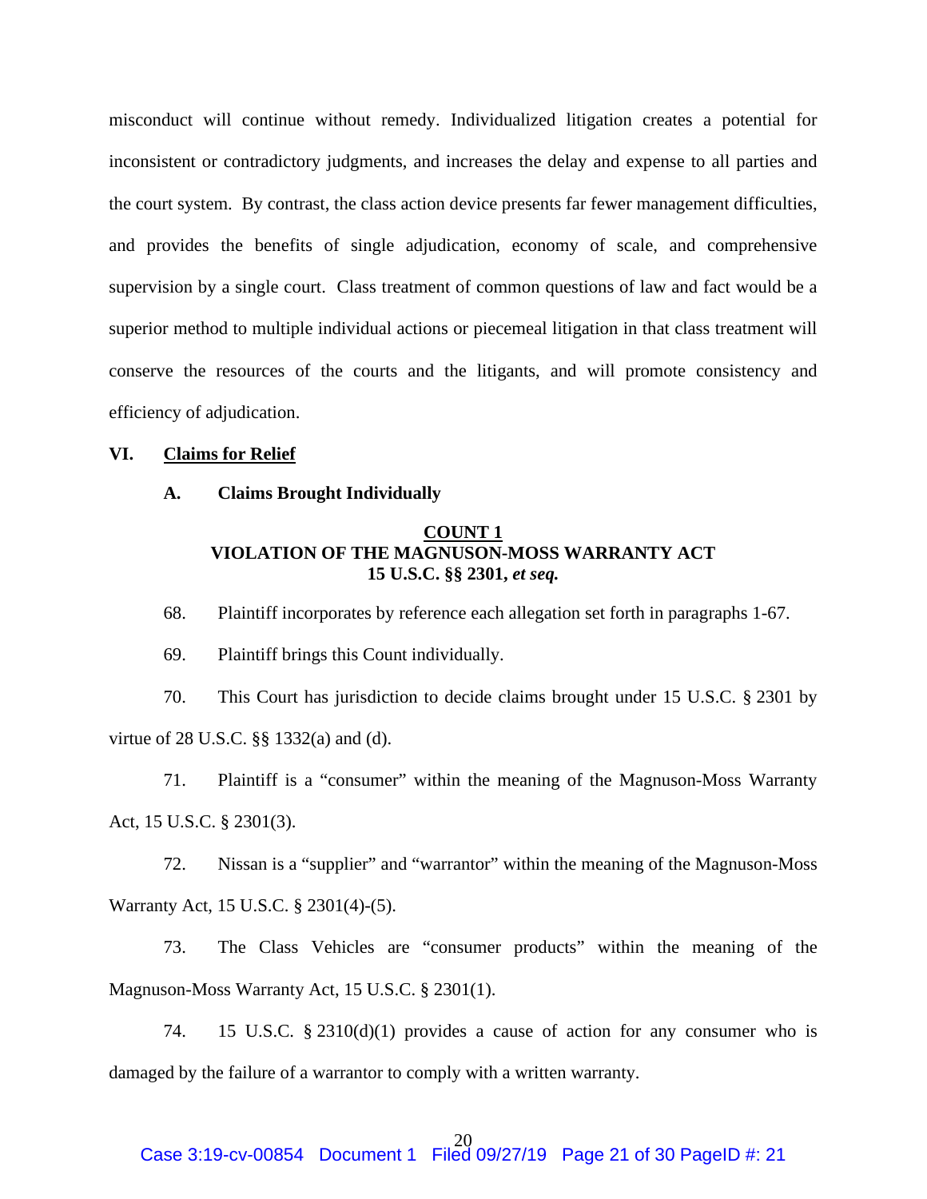misconduct will continue without remedy. Individualized litigation creates a potential for inconsistent or contradictory judgments, and increases the delay and expense to all parties and the court system. By contrast, the class action device presents far fewer management difficulties, and provides the benefits of single adjudication, economy of scale, and comprehensive supervision by a single court. Class treatment of common questions of law and fact would be a superior method to multiple individual actions or piecemeal litigation in that class treatment will conserve the resources of the courts and the litigants, and will promote consistency and efficiency of adjudication.

## VI. Claims for Relief

### A. Claims Brought Individually

**COUNT 1**
**VIOLATION OF THE MAGNUSON-MOSS WARRANTY ACT**
**15 U.S.C. §§ 2301, *et seq.***

68. Plaintiff incorporates by reference each allegation set forth in paragraphs 1-67.

69. Plaintiff brings this Count individually.

70. This Court has jurisdiction to decide claims brought under 15 U.S.C. § 2301 by virtue of 28 U.S.C. §§ 1332(a) and (d).

71. Plaintiff is a "consumer" within the meaning of the Magnuson-Moss Warranty Act, 15 U.S.C. § 2301(3).

72. Nissan is a "supplier" and "warrantor" within the meaning of the Magnuson-Moss Warranty Act, 15 U.S.C. § 2301(4)-(5).

73. The Class Vehicles are "consumer products" within the meaning of the Magnuson-Moss Warranty Act, 15 U.S.C. § 2301(1).

74. 15 U.S.C. § 2310(d)(1) provides a cause of action for any consumer who is damaged by the failure of a warrantor to comply with a written warranty.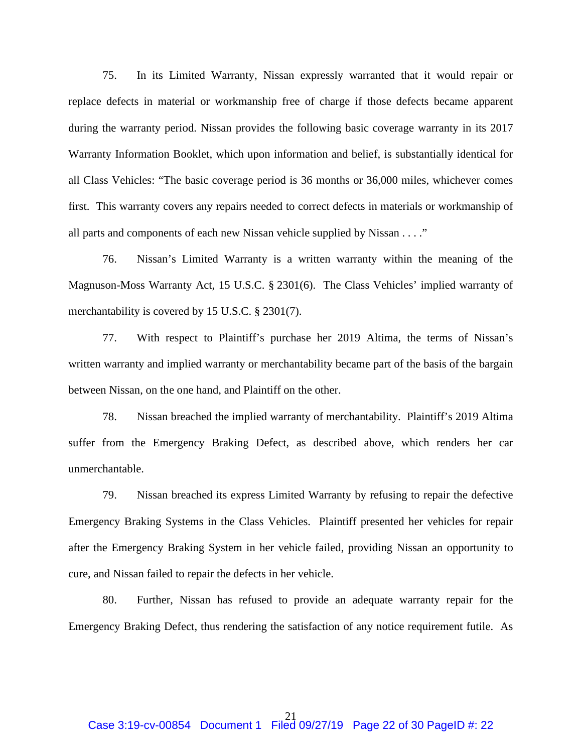75. In its Limited Warranty, Nissan expressly warranted that it would repair or replace defects in material or workmanship free of charge if those defects became apparent during the warranty period. Nissan provides the following basic coverage warranty in its 2017 Warranty Information Booklet, which upon information and belief, is substantially identical for all Class Vehicles: "The basic coverage period is 36 months or 36,000 miles, whichever comes first. This warranty covers any repairs needed to correct defects in materials or workmanship of all parts and components of each new Nissan vehicle supplied by Nissan . . . ."

76. Nissan's Limited Warranty is a written warranty within the meaning of the Magnuson-Moss Warranty Act, 15 U.S.C. § 2301(6). The Class Vehicles' implied warranty of merchantability is covered by 15 U.S.C. § 2301(7).

77. With respect to Plaintiff's purchase her 2019 Altima, the terms of Nissan's written warranty and implied warranty or merchantability became part of the basis of the bargain between Nissan, on the one hand, and Plaintiff on the other.

78. Nissan breached the implied warranty of merchantability. Plaintiff's 2019 Altima suffer from the Emergency Braking Defect, as described above, which renders her car unmerchantable.

79. Nissan breached its express Limited Warranty by refusing to repair the defective Emergency Braking Systems in the Class Vehicles. Plaintiff presented her vehicles for repair after the Emergency Braking System in her vehicle failed, providing Nissan an opportunity to cure, and Nissan failed to repair the defects in her vehicle.

80. Further, Nissan has refused to provide an adequate warranty repair for the Emergency Braking Defect, thus rendering the satisfaction of any notice requirement futile. As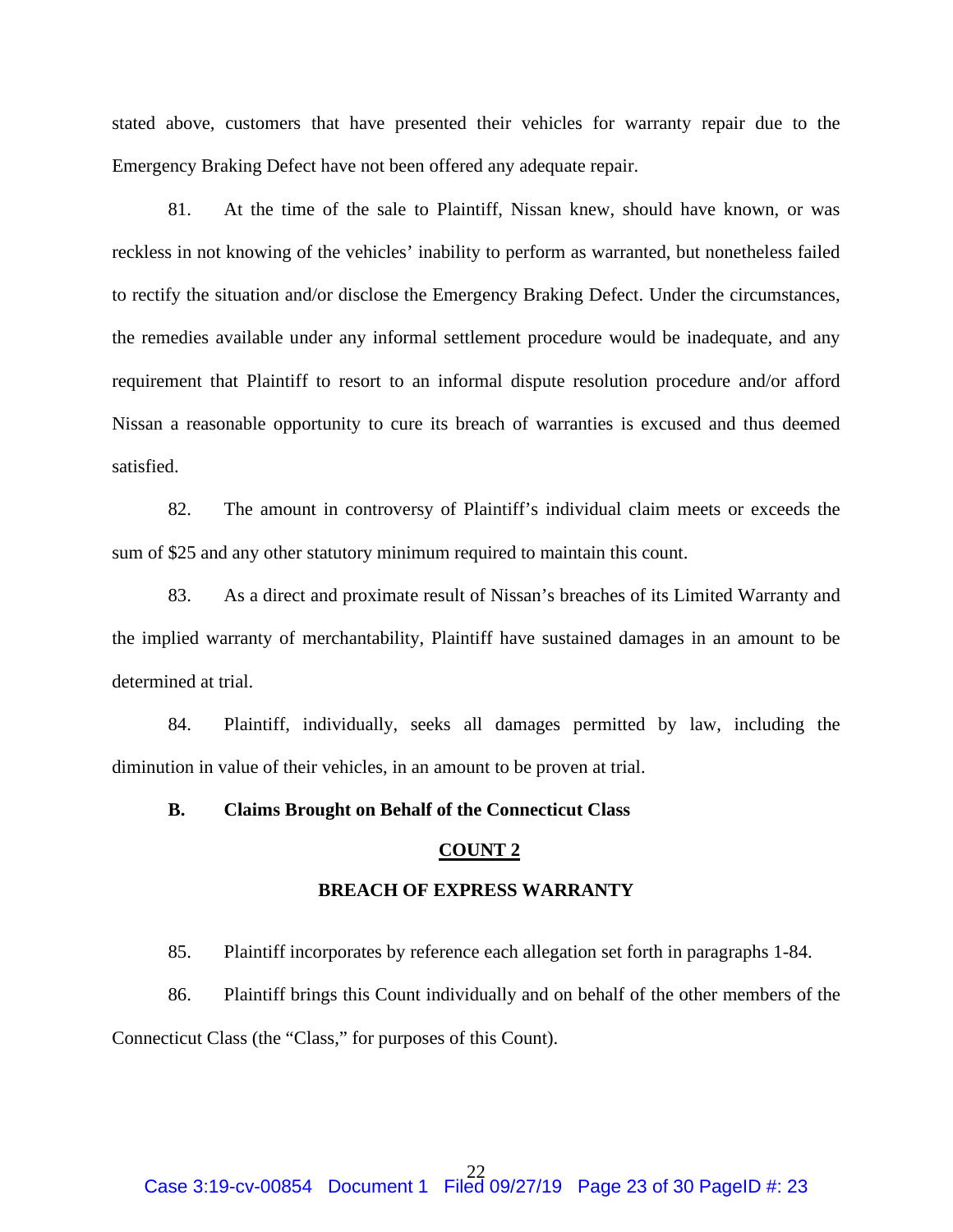stated above, customers that have presented their vehicles for warranty repair due to the Emergency Braking Defect have not been offered any adequate repair.

81. At the time of the sale to Plaintiff, Nissan knew, should have known, or was reckless in not knowing of the vehicles' inability to perform as warranted, but nonetheless failed to rectify the situation and/or disclose the Emergency Braking Defect. Under the circumstances, the remedies available under any informal settlement procedure would be inadequate, and any requirement that Plaintiff to resort to an informal dispute resolution procedure and/or afford Nissan a reasonable opportunity to cure its breach of warranties is excused and thus deemed satisfied.

82. The amount in controversy of Plaintiff's individual claim meets or exceeds the sum of $25 and any other statutory minimum required to maintain this count.

83. As a direct and proximate result of Nissan's breaches of its Limited Warranty and the implied warranty of merchantability, Plaintiff have sustained damages in an amount to be determined at trial.

84. Plaintiff, individually, seeks all damages permitted by law, including the diminution in value of their vehicles, in an amount to be proven at trial.

### B. Claims Brought on Behalf of the Connecticut Class

**COUNT 2**

**BREACH OF EXPRESS WARRANTY**

85. Plaintiff incorporates by reference each allegation set forth in paragraphs 1-84.

86. Plaintiff brings this Count individually and on behalf of the other members of the Connecticut Class (the "Class," for purposes of this Count).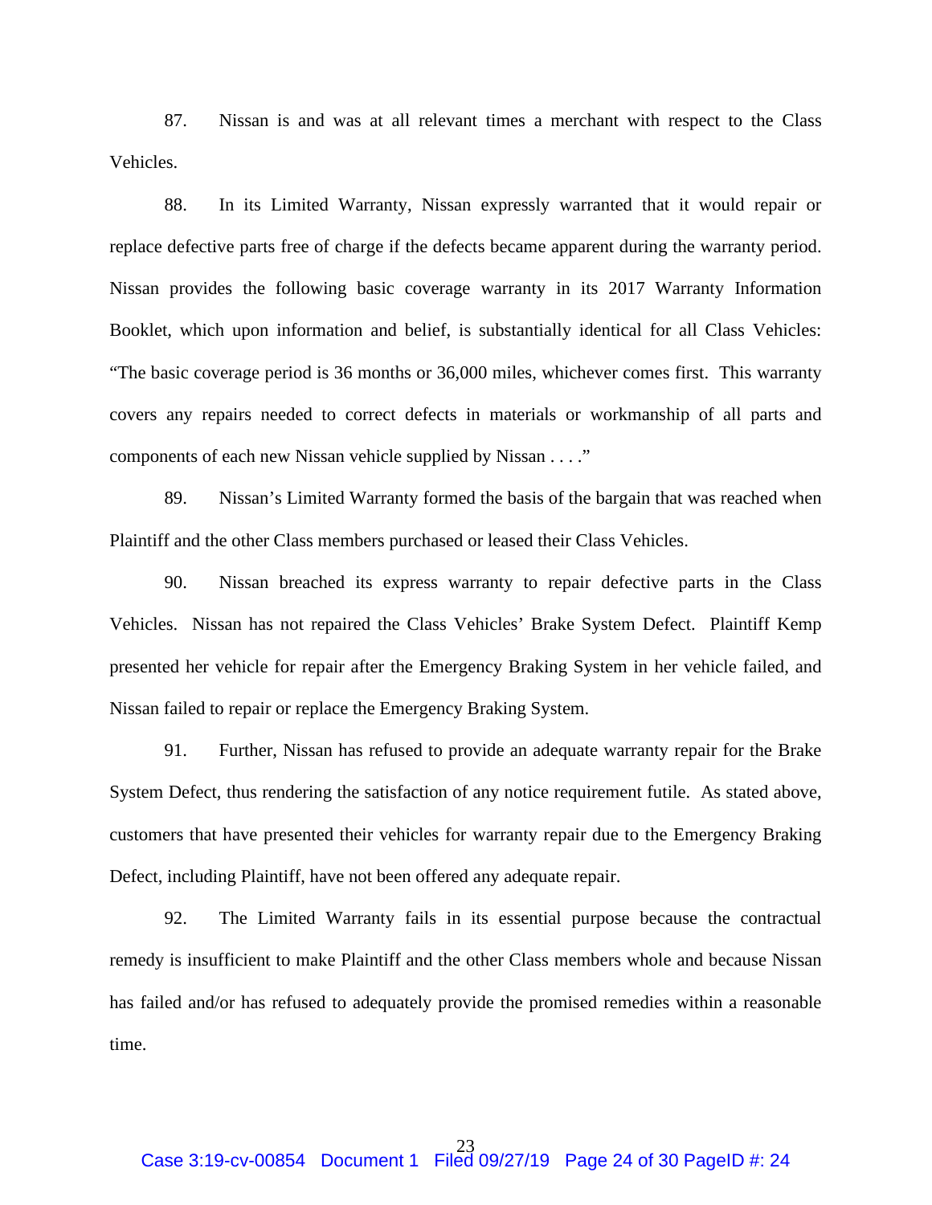87. Nissan is and was at all relevant times a merchant with respect to the Class Vehicles.

88. In its Limited Warranty, Nissan expressly warranted that it would repair or replace defective parts free of charge if the defects became apparent during the warranty period. Nissan provides the following basic coverage warranty in its 2017 Warranty Information Booklet, which upon information and belief, is substantially identical for all Class Vehicles: "The basic coverage period is 36 months or 36,000 miles, whichever comes first. This warranty covers any repairs needed to correct defects in materials or workmanship of all parts and components of each new Nissan vehicle supplied by Nissan . . . ."

89. Nissan's Limited Warranty formed the basis of the bargain that was reached when Plaintiff and the other Class members purchased or leased their Class Vehicles.

90. Nissan breached its express warranty to repair defective parts in the Class Vehicles. Nissan has not repaired the Class Vehicles' Brake System Defect. Plaintiff Kemp presented her vehicle for repair after the Emergency Braking System in her vehicle failed, and Nissan failed to repair or replace the Emergency Braking System.

91. Further, Nissan has refused to provide an adequate warranty repair for the Brake System Defect, thus rendering the satisfaction of any notice requirement futile. As stated above, customers that have presented their vehicles for warranty repair due to the Emergency Braking Defect, including Plaintiff, have not been offered any adequate repair.

92. The Limited Warranty fails in its essential purpose because the contractual remedy is insufficient to make Plaintiff and the other Class members whole and because Nissan has failed and/or has refused to adequately provide the promised remedies within a reasonable time.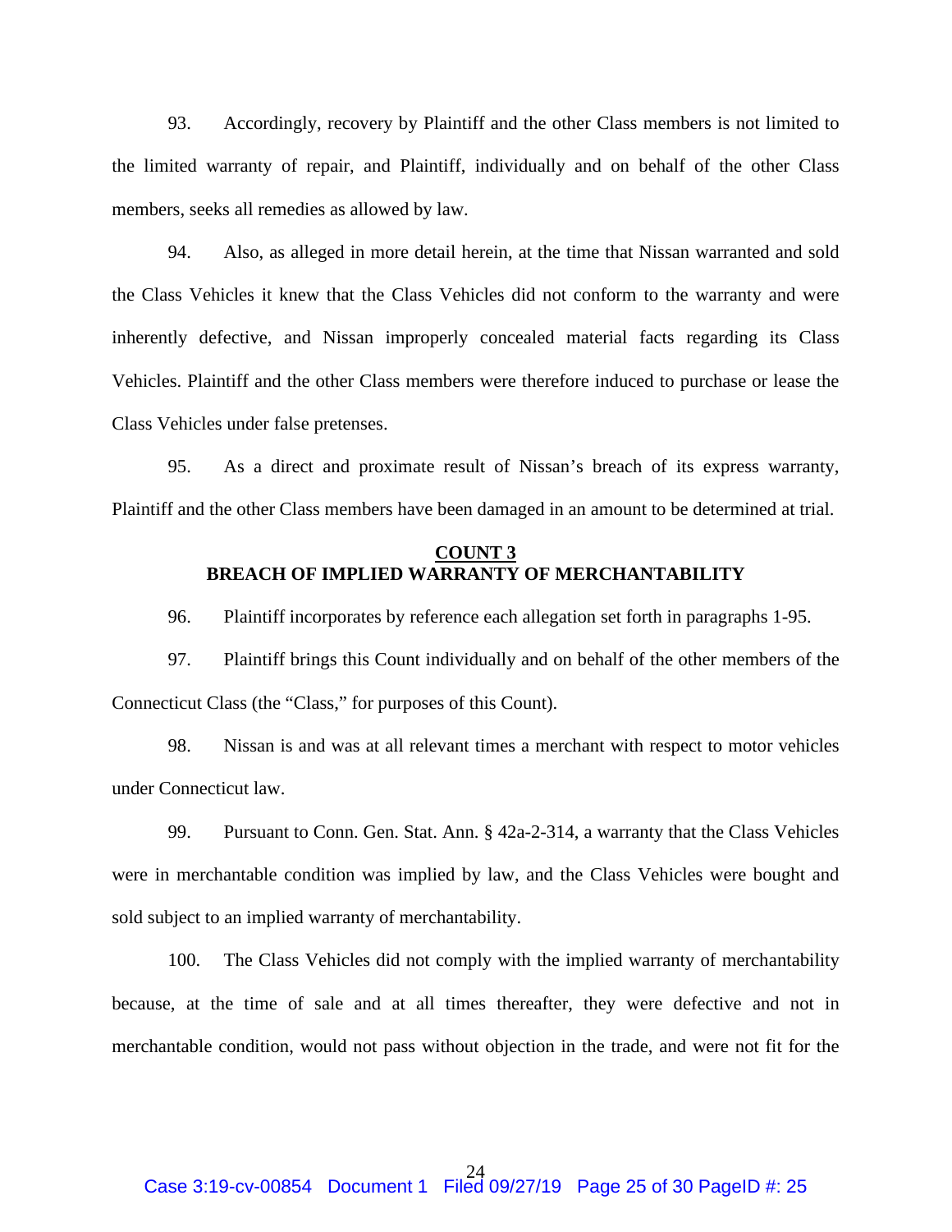93. Accordingly, recovery by Plaintiff and the other Class members is not limited to the limited warranty of repair, and Plaintiff, individually and on behalf of the other Class members, seeks all remedies as allowed by law.

94. Also, as alleged in more detail herein, at the time that Nissan warranted and sold the Class Vehicles it knew that the Class Vehicles did not conform to the warranty and were inherently defective, and Nissan improperly concealed material facts regarding its Class Vehicles. Plaintiff and the other Class members were therefore induced to purchase or lease the Class Vehicles under false pretenses.

95. As a direct and proximate result of Nissan's breach of its express warranty, Plaintiff and the other Class members have been damaged in an amount to be determined at trial.

## COUNT 3
## BREACH OF IMPLIED WARRANTY OF MERCHANTABILITY

96. Plaintiff incorporates by reference each allegation set forth in paragraphs 1-95.

97. Plaintiff brings this Count individually and on behalf of the other members of the Connecticut Class (the "Class," for purposes of this Count).

98. Nissan is and was at all relevant times a merchant with respect to motor vehicles under Connecticut law.

99. Pursuant to Conn. Gen. Stat. Ann. § 42a-2-314, a warranty that the Class Vehicles were in merchantable condition was implied by law, and the Class Vehicles were bought and sold subject to an implied warranty of merchantability.

100. The Class Vehicles did not comply with the implied warranty of merchantability because, at the time of sale and at all times thereafter, they were defective and not in merchantable condition, would not pass without objection in the trade, and were not fit for the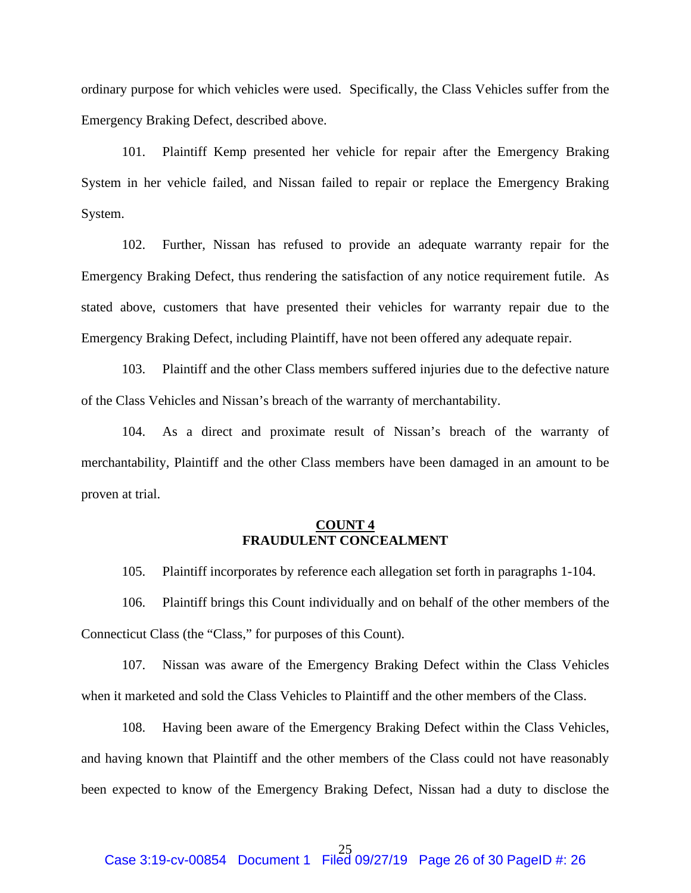ordinary purpose for which vehicles were used. Specifically, the Class Vehicles suffer from the Emergency Braking Defect, described above.

101. Plaintiff Kemp presented her vehicle for repair after the Emergency Braking System in her vehicle failed, and Nissan failed to repair or replace the Emergency Braking System.

102. Further, Nissan has refused to provide an adequate warranty repair for the Emergency Braking Defect, thus rendering the satisfaction of any notice requirement futile. As stated above, customers that have presented their vehicles for warranty repair due to the Emergency Braking Defect, including Plaintiff, have not been offered any adequate repair.

103. Plaintiff and the other Class members suffered injuries due to the defective nature of the Class Vehicles and Nissan's breach of the warranty of merchantability.

104. As a direct and proximate result of Nissan's breach of the warranty of merchantability, Plaintiff and the other Class members have been damaged in an amount to be proven at trial.

## COUNT 4
## FRAUDULENT CONCEALMENT

105. Plaintiff incorporates by reference each allegation set forth in paragraphs 1-104.

106. Plaintiff brings this Count individually and on behalf of the other members of the Connecticut Class (the "Class," for purposes of this Count).

107. Nissan was aware of the Emergency Braking Defect within the Class Vehicles when it marketed and sold the Class Vehicles to Plaintiff and the other members of the Class.

108. Having been aware of the Emergency Braking Defect within the Class Vehicles, and having known that Plaintiff and the other members of the Class could not have reasonably been expected to know of the Emergency Braking Defect, Nissan had a duty to disclose the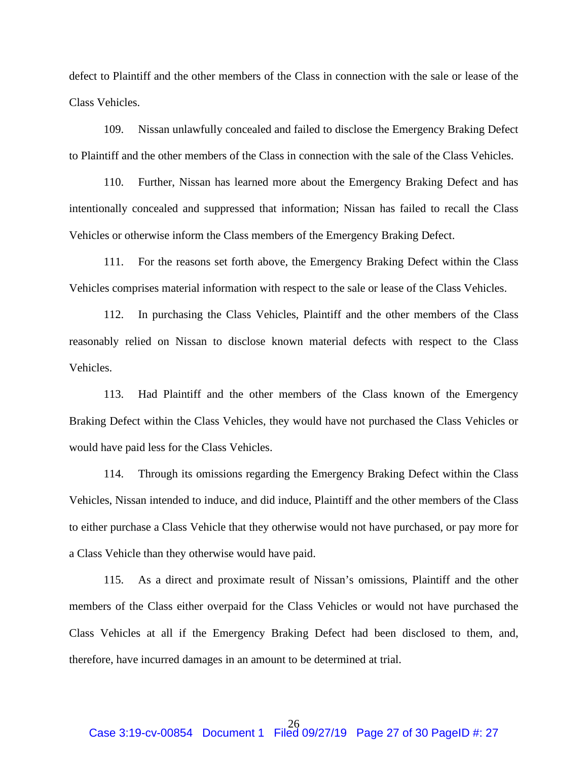defect to Plaintiff and the other members of the Class in connection with the sale or lease of the Class Vehicles.

109. Nissan unlawfully concealed and failed to disclose the Emergency Braking Defect to Plaintiff and the other members of the Class in connection with the sale of the Class Vehicles.

110. Further, Nissan has learned more about the Emergency Braking Defect and has intentionally concealed and suppressed that information; Nissan has failed to recall the Class Vehicles or otherwise inform the Class members of the Emergency Braking Defect.

111. For the reasons set forth above, the Emergency Braking Defect within the Class Vehicles comprises material information with respect to the sale or lease of the Class Vehicles.

112. In purchasing the Class Vehicles, Plaintiff and the other members of the Class reasonably relied on Nissan to disclose known material defects with respect to the Class Vehicles.

113. Had Plaintiff and the other members of the Class known of the Emergency Braking Defect within the Class Vehicles, they would have not purchased the Class Vehicles or would have paid less for the Class Vehicles.

114. Through its omissions regarding the Emergency Braking Defect within the Class Vehicles, Nissan intended to induce, and did induce, Plaintiff and the other members of the Class to either purchase a Class Vehicle that they otherwise would not have purchased, or pay more for a Class Vehicle than they otherwise would have paid.

115. As a direct and proximate result of Nissan's omissions, Plaintiff and the other members of the Class either overpaid for the Class Vehicles or would not have purchased the Class Vehicles at all if the Emergency Braking Defect had been disclosed to them, and, therefore, have incurred damages in an amount to be determined at trial.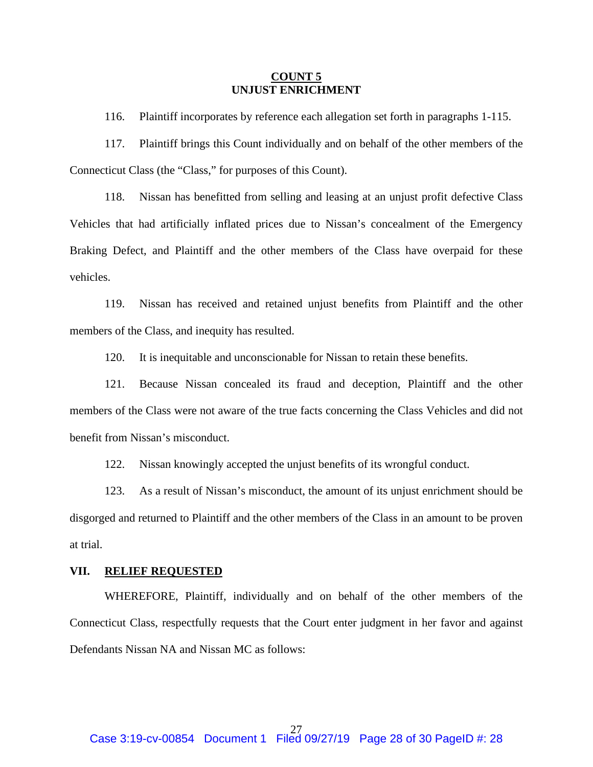**COUNT 5**
**UNJUST ENRICHMENT**

116. Plaintiff incorporates by reference each allegation set forth in paragraphs 1-115.

117. Plaintiff brings this Count individually and on behalf of the other members of the Connecticut Class (the "Class," for purposes of this Count).

118. Nissan has benefitted from selling and leasing at an unjust profit defective Class Vehicles that had artificially inflated prices due to Nissan's concealment of the Emergency Braking Defect, and Plaintiff and the other members of the Class have overpaid for these vehicles.

119. Nissan has received and retained unjust benefits from Plaintiff and the other members of the Class, and inequity has resulted.

120. It is inequitable and unconscionable for Nissan to retain these benefits.

121. Because Nissan concealed its fraud and deception, Plaintiff and the other members of the Class were not aware of the true facts concerning the Class Vehicles and did not benefit from Nissan's misconduct.

122. Nissan knowingly accepted the unjust benefits of its wrongful conduct.

123. As a result of Nissan's misconduct, the amount of its unjust enrichment should be disgorged and returned to Plaintiff and the other members of the Class in an amount to be proven at trial.

## VII. RELIEF REQUESTED

WHEREFORE, Plaintiff, individually and on behalf of the other members of the Connecticut Class, respectfully requests that the Court enter judgment in her favor and against Defendants Nissan NA and Nissan MC as follows: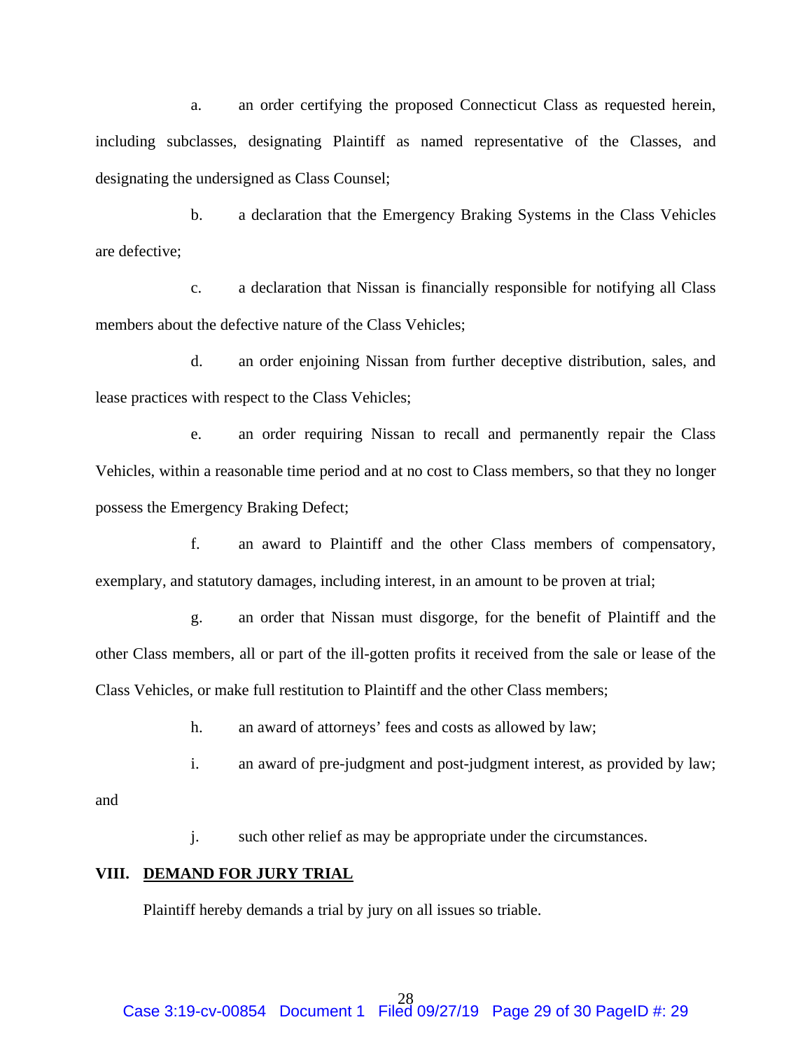a. an order certifying the proposed Connecticut Class as requested herein, including subclasses, designating Plaintiff as named representative of the Classes, and designating the undersigned as Class Counsel;

b. a declaration that the Emergency Braking Systems in the Class Vehicles are defective;

c. a declaration that Nissan is financially responsible for notifying all Class members about the defective nature of the Class Vehicles;

d. an order enjoining Nissan from further deceptive distribution, sales, and lease practices with respect to the Class Vehicles;

e. an order requiring Nissan to recall and permanently repair the Class Vehicles, within a reasonable time period and at no cost to Class members, so that they no longer possess the Emergency Braking Defect;

f. an award to Plaintiff and the other Class members of compensatory, exemplary, and statutory damages, including interest, in an amount to be proven at trial;

g. an order that Nissan must disgorge, for the benefit of Plaintiff and the other Class members, all or part of the ill-gotten profits it received from the sale or lease of the Class Vehicles, or make full restitution to Plaintiff and the other Class members;

h. an award of attorneys' fees and costs as allowed by law;

i. an award of pre-judgment and post-judgment interest, as provided by law; and

j. such other relief as may be appropriate under the circumstances.

## VIII. DEMAND FOR JURY TRIAL

Plaintiff hereby demands a trial by jury on all issues so triable.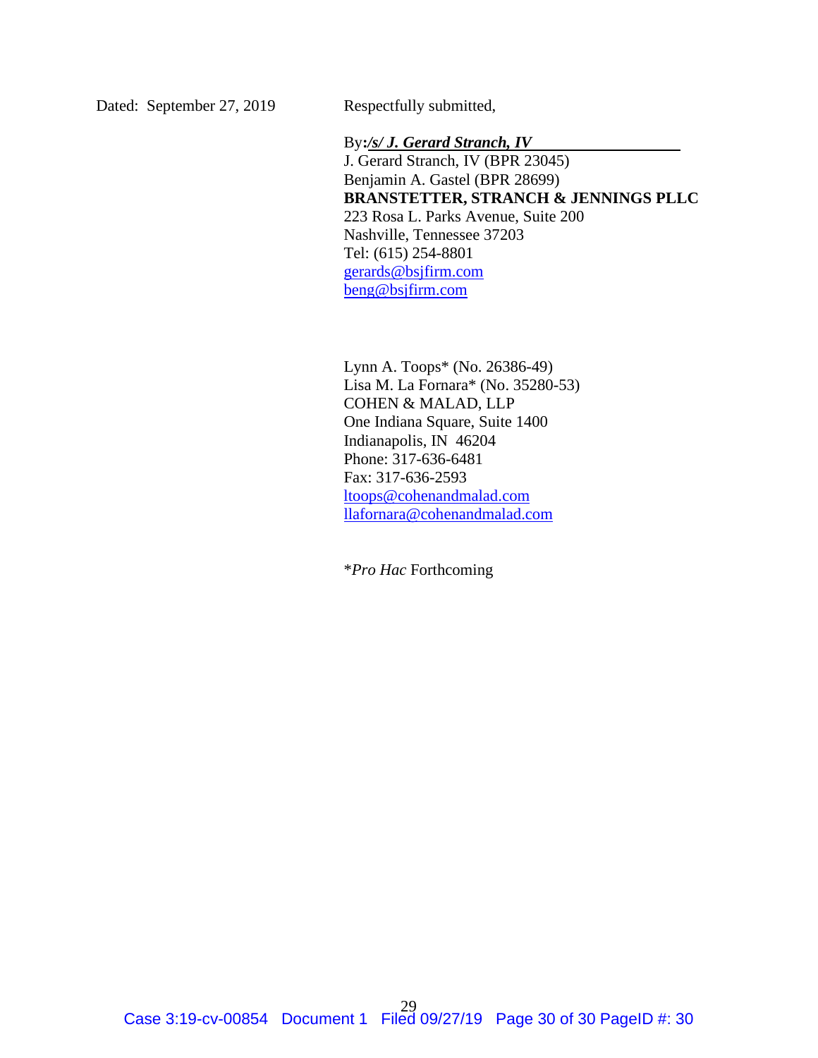Dated: September 27, 2019

Respectfully submitted,

By: ***/s/ J. Gerard Stranch, IV***

J. Gerard Stranch, IV (BPR 23045)
Benjamin A. Gastel (BPR 28699)
**BRANSTETTER, STRANCH & JENNINGS PLLC**
223 Rosa L. Parks Avenue, Suite 200
Nashville, Tennessee 37203
Tel: (615) 254-8801
gerards@bsjfirm.com
beng@bsjfirm.com

Lynn A. Toops* (No. 26386-49)
Lisa M. La Fornara* (No. 35280-53)
COHEN & MALAD, LLP
One Indiana Square, Suite 1400
Indianapolis, IN 46204
Phone: 317-636-6481
Fax: 317-636-2593
ltoops@cohenandmalad.com
llafornara@cohenandmalad.com

*\*Pro Hac* Forthcoming